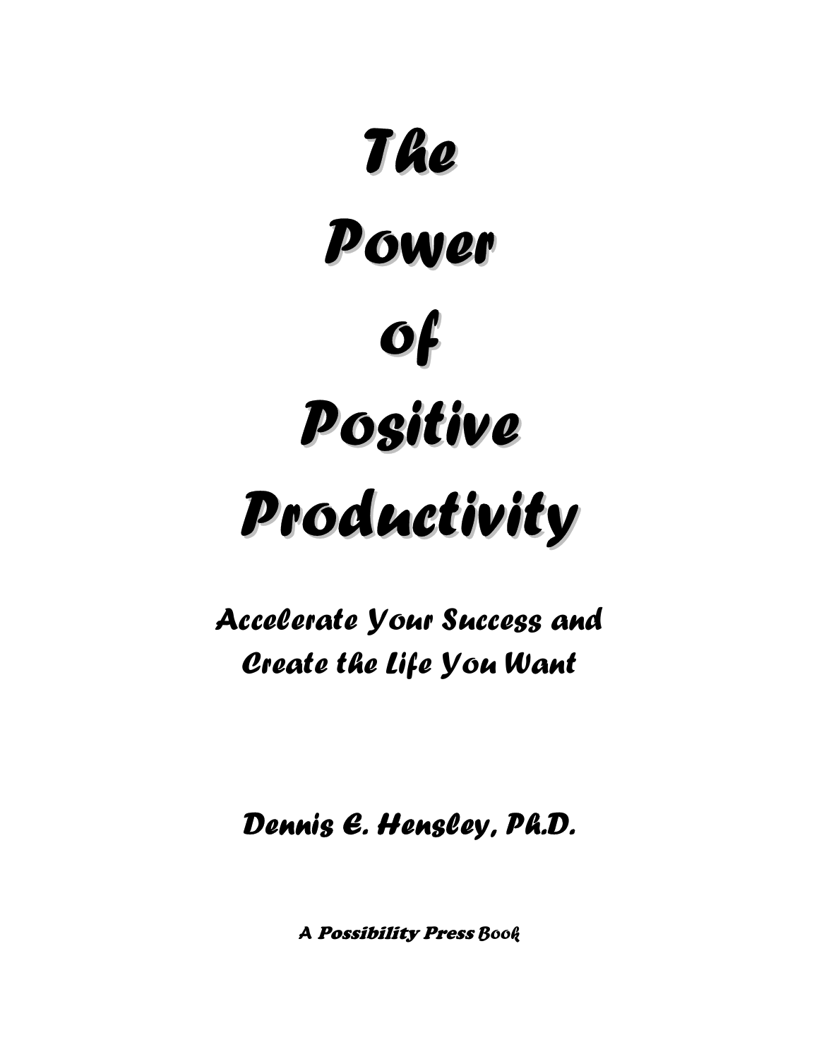# The Power of Positive Productivity

## *Accelerate Your Success and Create the Life You Want*

*Dennis E. Hensley, Ph.D.*

A ***Possibility Press*** Book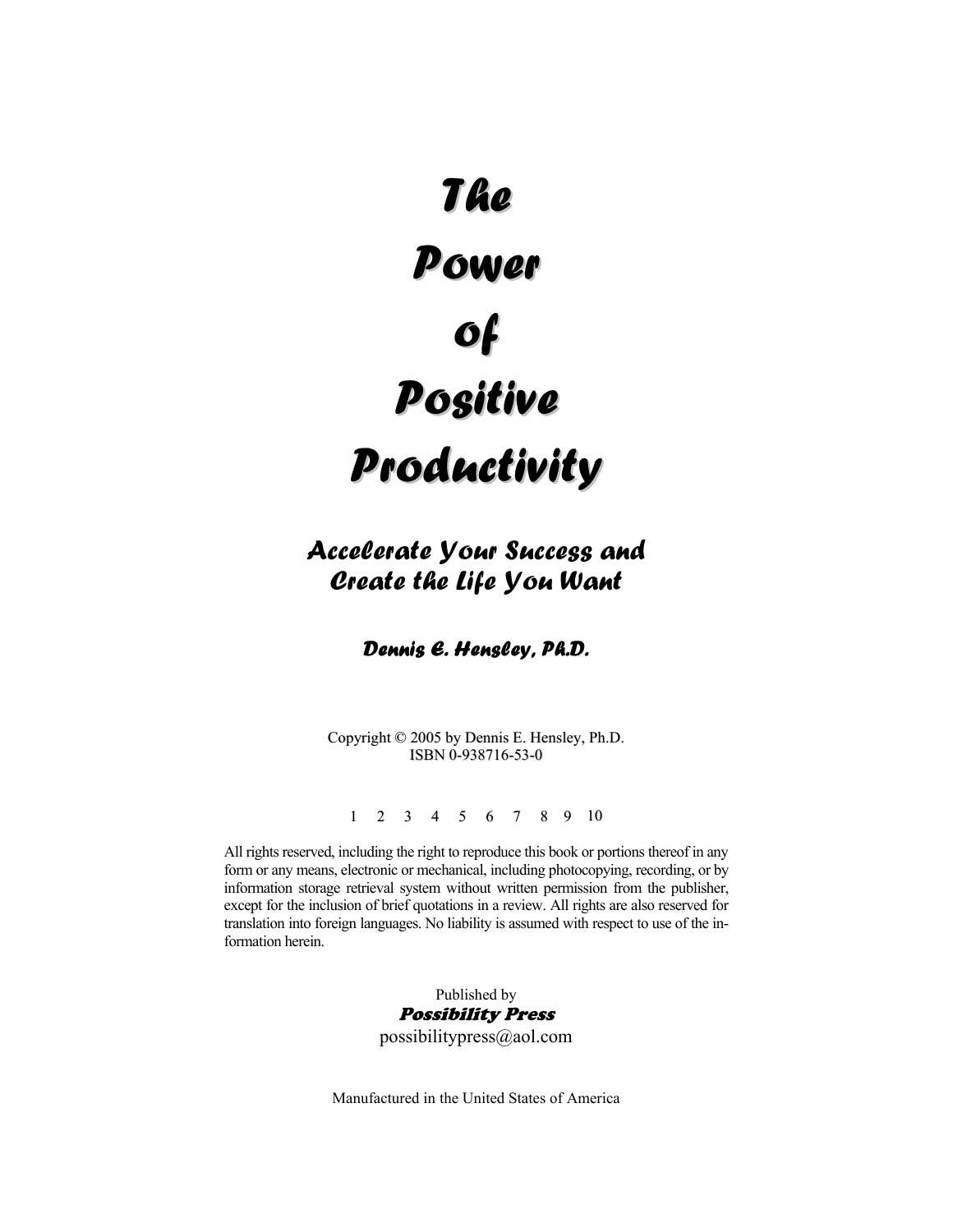# The Power of Positive Productivity

## *Accelerate Your Success and Create the Life You Want*

### *Dennis E. Hensley, Ph.D.*

Copyright © 2005 by Dennis E. Hensley, Ph.D.
ISBN 0-938716-53-0

1 2 3 4 5 6 7 8 9 10

All rights reserved, including the right to reproduce this book or portions thereof in any form or any means, electronic or mechanical, including photocopying, recording, or by information storage retrieval system without written permission from the publisher, except for the inclusion of brief quotations in a review. All rights are also reserved for translation into foreign languages. No liability is assumed with respect to use of the information herein.

Published by
***Possibility Press***
possibilitypress@aol.com

Manufactured in the United States of America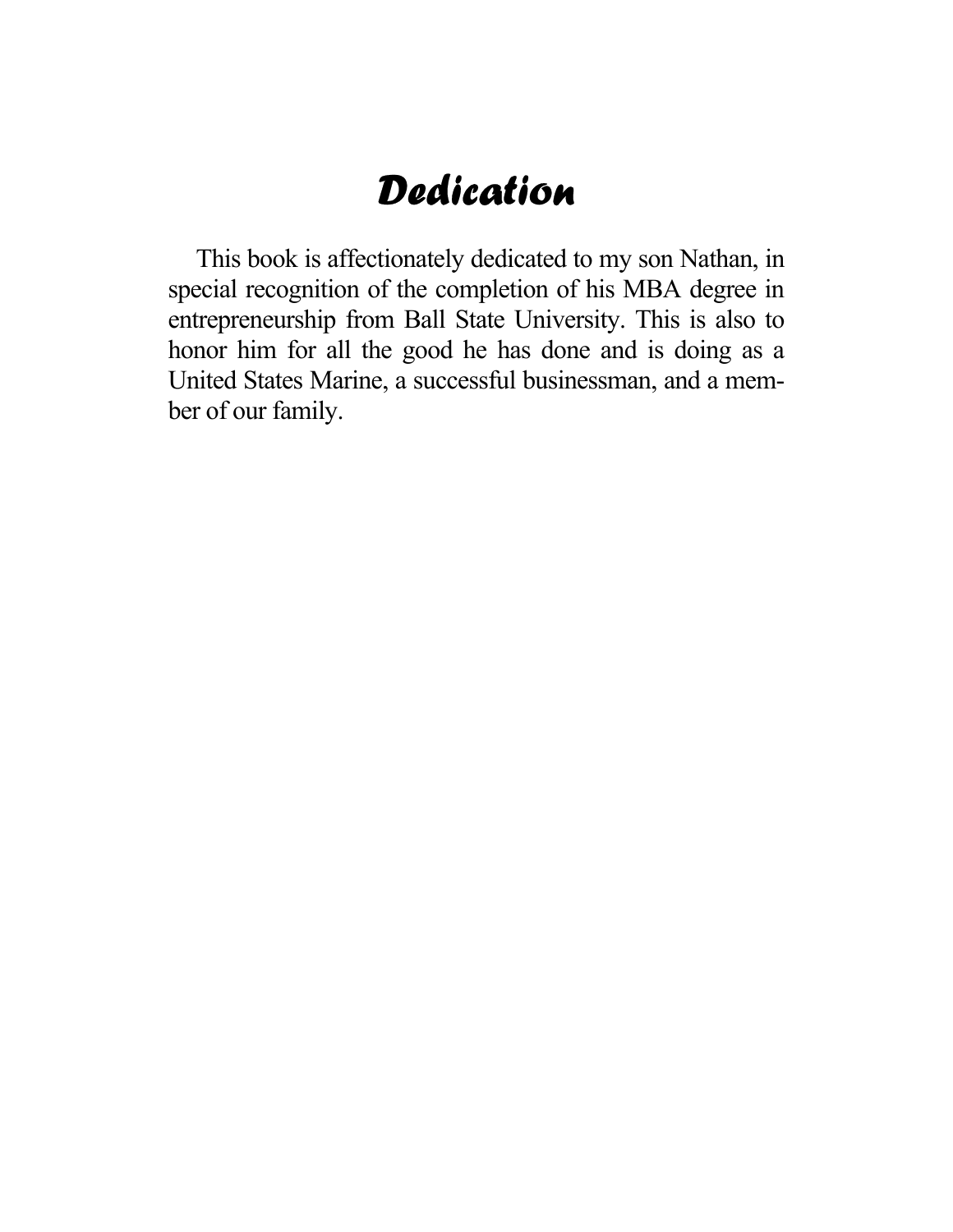# *Dedication*

This book is affectionately dedicated to my son Nathan, in special recognition of the completion of his MBA degree in entrepreneurship from Ball State University. This is also to honor him for all the good he has done and is doing as a United States Marine, a successful businessman, and a member of our family.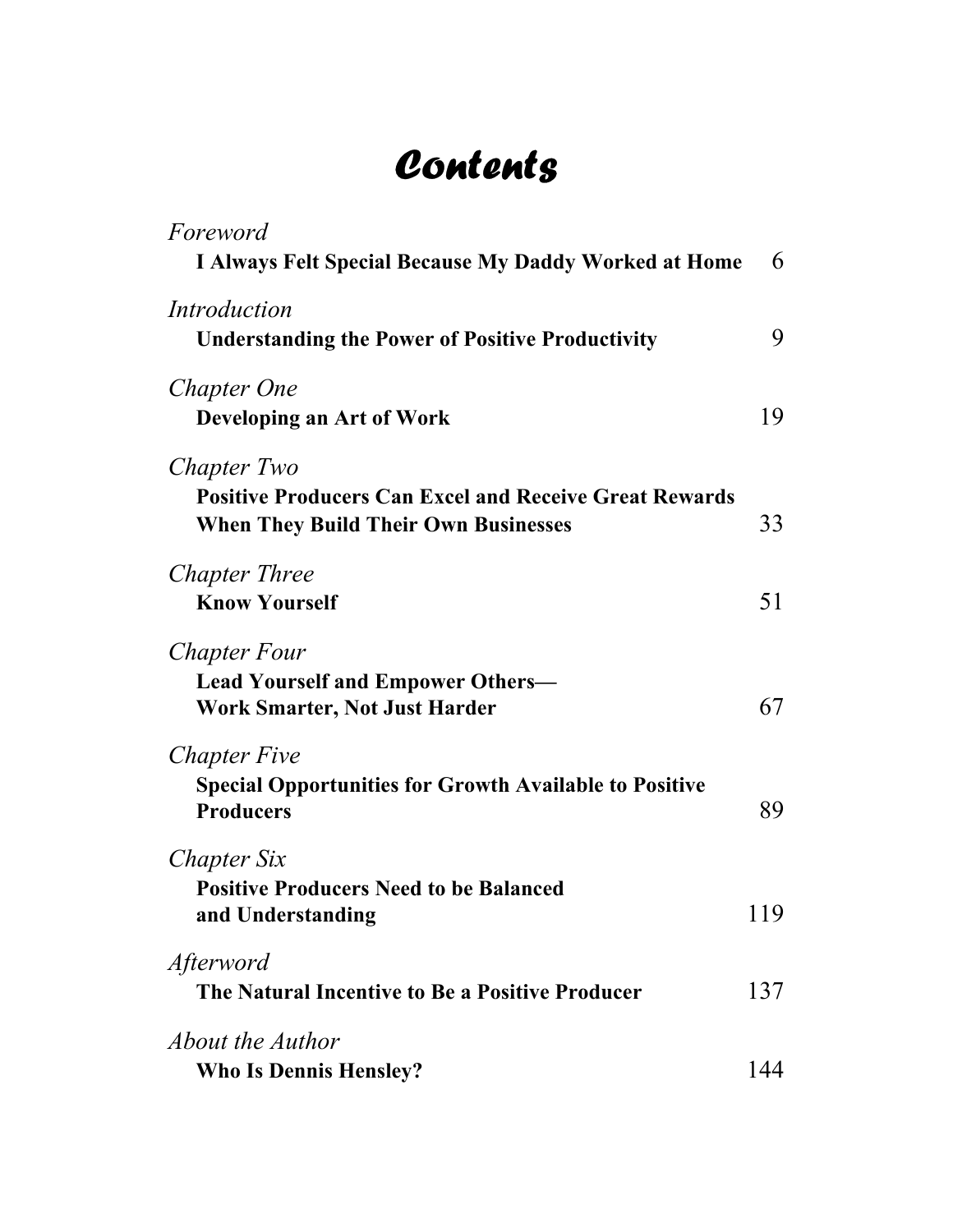# Contents

*Foreword*
**I Always Felt Special Because My Daddy Worked at Home** 6

*Introduction*
**Understanding the Power of Positive Productivity** 9

*Chapter One*
**Developing an Art of Work** 19

*Chapter Two*
**Positive Producers Can Excel and Receive Great Rewards When They Build Their Own Businesses** 33

*Chapter Three*
**Know Yourself** 51

*Chapter Four*
**Lead Yourself and Empower Others— Work Smarter, Not Just Harder** 67

*Chapter Five*
**Special Opportunities for Growth Available to Positive Producers** 89

*Chapter Six*
**Positive Producers Need to be Balanced and Understanding** 119

*Afterword*
**The Natural Incentive to Be a Positive Producer** 137

*About the Author*
**Who Is Dennis Hensley?** 144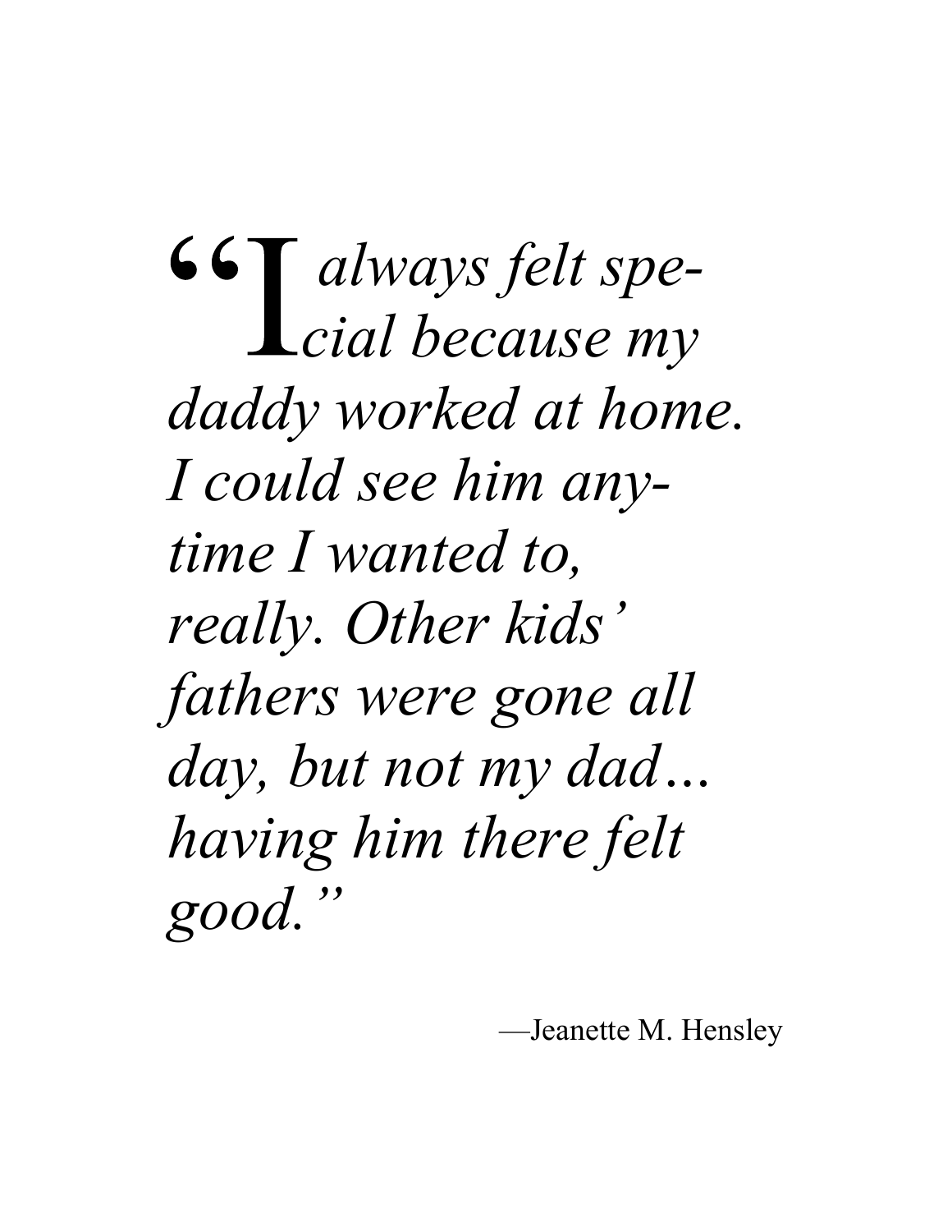*"I always felt special because my daddy worked at home. I could see him anytime I wanted to, really. Other kids' fathers were gone all day, but not my dad… having him there felt good."*

—Jeanette M. Hensley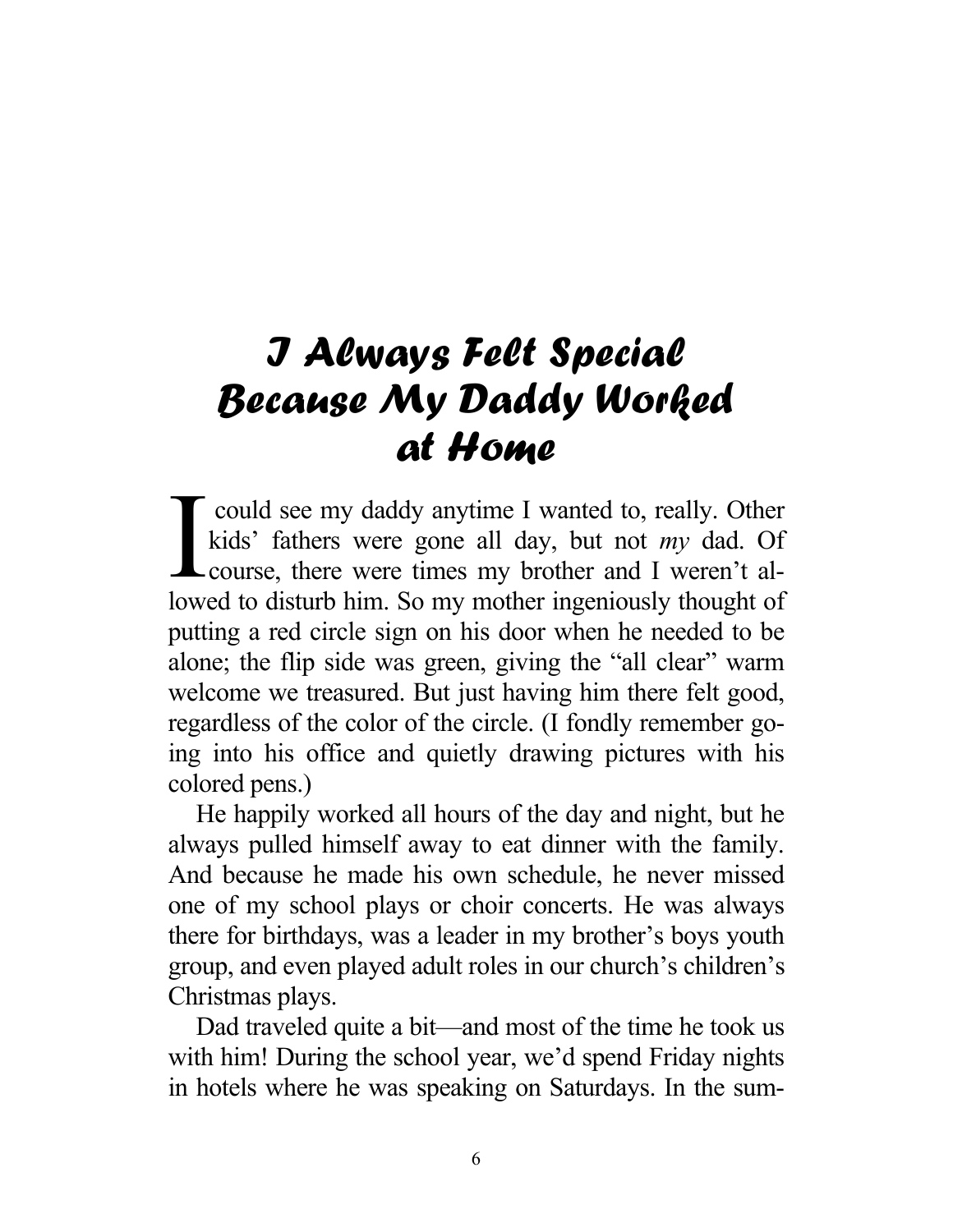# I Always Felt Special Because My Daddy Worked at Home

I could see my daddy anytime I wanted to, really. Other kids' fathers were gone all day, but not *my* dad. Of course, there were times my brother and I weren't allowed to disturb him. So my mother ingeniously thought of putting a red circle sign on his door when he needed to be alone; the flip side was green, giving the "all clear" warm welcome we treasured. But just having him there felt good, regardless of the color of the circle. (I fondly remember going into his office and quietly drawing pictures with his colored pens.)

He happily worked all hours of the day and night, but he always pulled himself away to eat dinner with the family. And because he made his own schedule, he never missed one of my school plays or choir concerts. He was always there for birthdays, was a leader in my brother's boys youth group, and even played adult roles in our church's children's Christmas plays.

Dad traveled quite a bit—and most of the time he took us with him! During the school year, we'd spend Friday nights in hotels where he was speaking on Saturdays. In the sum-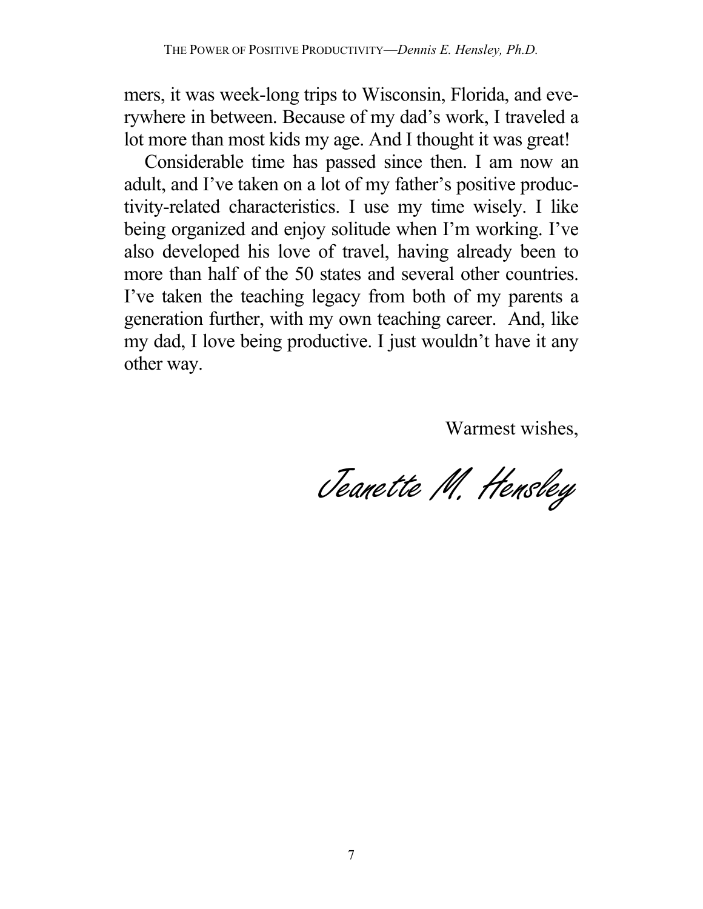mers, it was week-long trips to Wisconsin, Florida, and everywhere in between. Because of my dad's work, I traveled a lot more than most kids my age. And I thought it was great!

Considerable time has passed since then. I am now an adult, and I've taken on a lot of my father's positive productivity-related characteristics. I use my time wisely. I like being organized and enjoy solitude when I'm working. I've also developed his love of travel, having already been to more than half of the 50 states and several other countries. I've taken the teaching legacy from both of my parents a generation further, with my own teaching career. And, like my dad, I love being productive. I just wouldn't have it any other way.

Warmest wishes,

*Jeanette M. Hensley*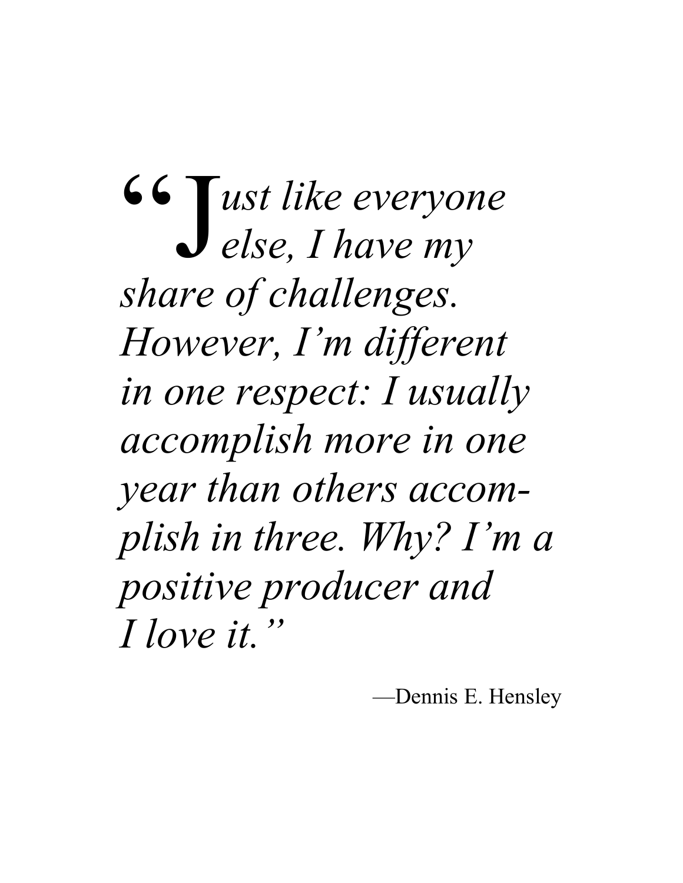*"Just like everyone else, I have my share of challenges. However, I'm different in one respect: I usually accomplish more in one year than others accomplish in three. Why? I'm a positive producer and I love it."*

—Dennis E. Hensley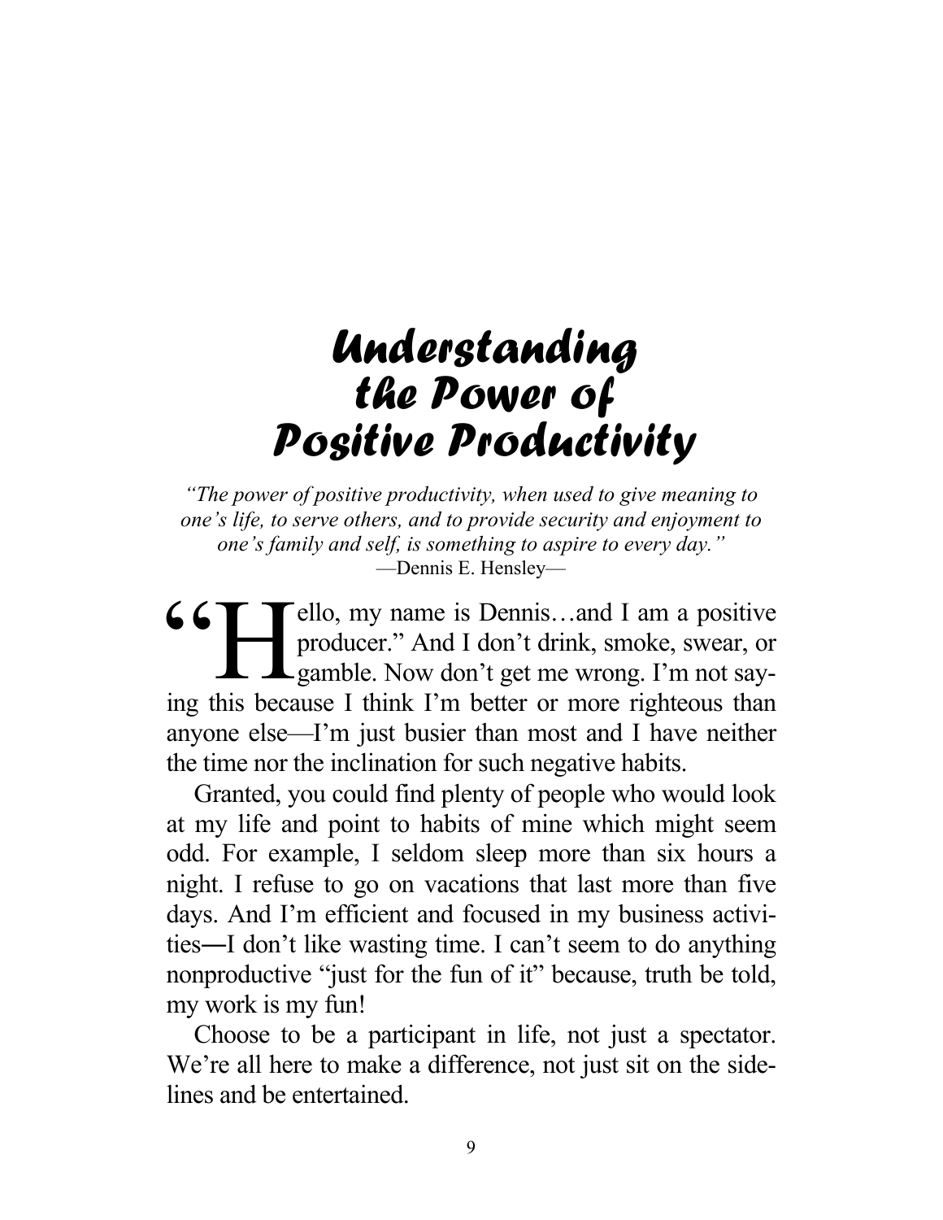# Understanding the Power of Positive Productivity

*"The power of positive productivity, when used to give meaning to one's life, to serve others, and to provide security and enjoyment to one's family and self, is something to aspire to every day."*
—Dennis E. Hensley—

"Hello, my name is Dennis…and I am a positive producer." And I don't drink, smoke, swear, or gamble. Now don't get me wrong. I'm not saying this because I think I'm better or more righteous than anyone else—I'm just busier than most and I have neither the time nor the inclination for such negative habits.

Granted, you could find plenty of people who would look at my life and point to habits of mine which might seem odd. For example, I seldom sleep more than six hours a night. I refuse to go on vacations that last more than five days. And I'm efficient and focused in my business activities—I don't like wasting time. I can't seem to do anything nonproductive "just for the fun of it" because, truth be told, my work is my fun!

Choose to be a participant in life, not just a spectator. We're all here to make a difference, not just sit on the sidelines and be entertained.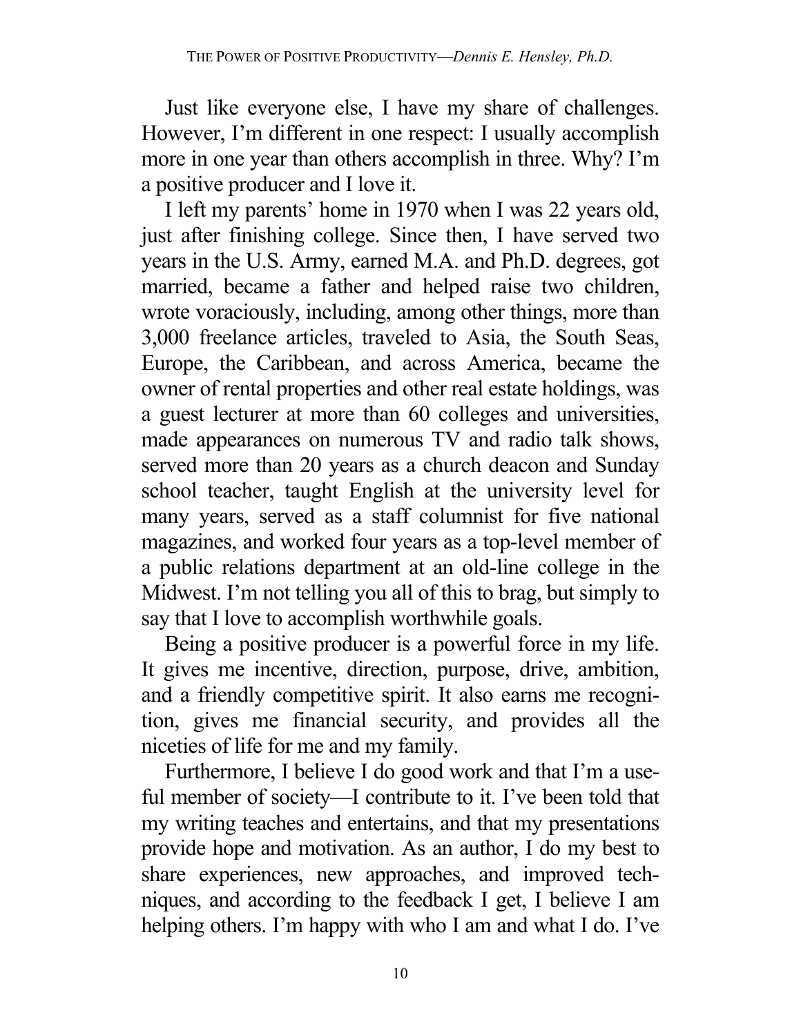Just like everyone else, I have my share of challenges. However, I'm different in one respect: I usually accomplish more in one year than others accomplish in three. Why? I'm a positive producer and I love it.

I left my parents' home in 1970 when I was 22 years old, just after finishing college. Since then, I have served two years in the U.S. Army, earned M.A. and Ph.D. degrees, got married, became a father and helped raise two children, wrote voraciously, including, among other things, more than 3,000 freelance articles, traveled to Asia, the South Seas, Europe, the Caribbean, and across America, became the owner of rental properties and other real estate holdings, was a guest lecturer at more than 60 colleges and universities, made appearances on numerous TV and radio talk shows, served more than 20 years as a church deacon and Sunday school teacher, taught English at the university level for many years, served as a staff columnist for five national magazines, and worked four years as a top-level member of a public relations department at an old-line college in the Midwest. I'm not telling you all of this to brag, but simply to say that I love to accomplish worthwhile goals.

Being a positive producer is a powerful force in my life. It gives me incentive, direction, purpose, drive, ambition, and a friendly competitive spirit. It also earns me recognition, gives me financial security, and provides all the niceties of life for me and my family.

Furthermore, I believe I do good work and that I'm a useful member of society—I contribute to it. I've been told that my writing teaches and entertains, and that my presentations provide hope and motivation. As an author, I do my best to share experiences, new approaches, and improved techniques, and according to the feedback I get, I believe I am helping others. I'm happy with who I am and what I do. I've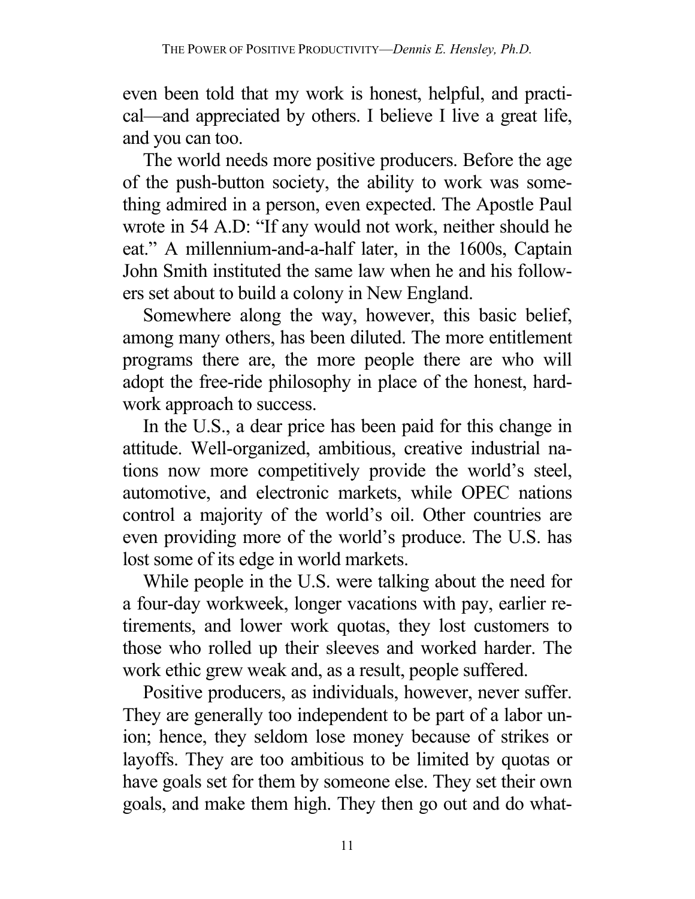even been told that my work is honest, helpful, and practical—and appreciated by others. I believe I live a great life, and you can too.

The world needs more positive producers. Before the age of the push-button society, the ability to work was something admired in a person, even expected. The Apostle Paul wrote in 54 A.D: "If any would not work, neither should he eat." A millennium-and-a-half later, in the 1600s, Captain John Smith instituted the same law when he and his followers set about to build a colony in New England.

Somewhere along the way, however, this basic belief, among many others, has been diluted. The more entitlement programs there are, the more people there are who will adopt the free-ride philosophy in place of the honest, hard-work approach to success.

In the U.S., a dear price has been paid for this change in attitude. Well-organized, ambitious, creative industrial nations now more competitively provide the world's steel, automotive, and electronic markets, while OPEC nations control a majority of the world's oil. Other countries are even providing more of the world's produce. The U.S. has lost some of its edge in world markets.

While people in the U.S. were talking about the need for a four-day workweek, longer vacations with pay, earlier retirements, and lower work quotas, they lost customers to those who rolled up their sleeves and worked harder. The work ethic grew weak and, as a result, people suffered.

Positive producers, as individuals, however, never suffer. They are generally too independent to be part of a labor union; hence, they seldom lose money because of strikes or layoffs. They are too ambitious to be limited by quotas or have goals set for them by someone else. They set their own goals, and make them high. They then go out and do what-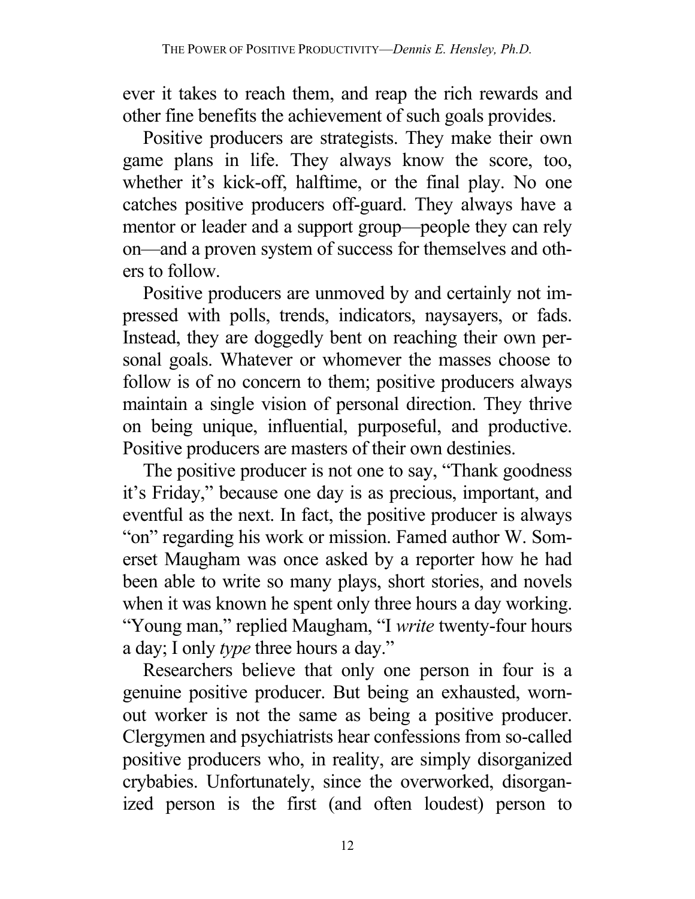ever it takes to reach them, and reap the rich rewards and other fine benefits the achievement of such goals provides.

Positive producers are strategists. They make their own game plans in life. They always know the score, too, whether it's kick-off, halftime, or the final play. No one catches positive producers off-guard. They always have a mentor or leader and a support group—people they can rely on—and a proven system of success for themselves and others to follow.

Positive producers are unmoved by and certainly not impressed with polls, trends, indicators, naysayers, or fads. Instead, they are doggedly bent on reaching their own personal goals. Whatever or whomever the masses choose to follow is of no concern to them; positive producers always maintain a single vision of personal direction. They thrive on being unique, influential, purposeful, and productive. Positive producers are masters of their own destinies.

The positive producer is not one to say, "Thank goodness it's Friday," because one day is as precious, important, and eventful as the next. In fact, the positive producer is always "on" regarding his work or mission. Famed author W. Somerset Maugham was once asked by a reporter how he had been able to write so many plays, short stories, and novels when it was known he spent only three hours a day working. "Young man," replied Maugham, "I *write* twenty-four hours a day; I only *type* three hours a day."

Researchers believe that only one person in four is a genuine positive producer. But being an exhausted, worn-out worker is not the same as being a positive producer. Clergymen and psychiatrists hear confessions from so-called positive producers who, in reality, are simply disorganized crybabies. Unfortunately, since the overworked, disorganized person is the first (and often loudest) person to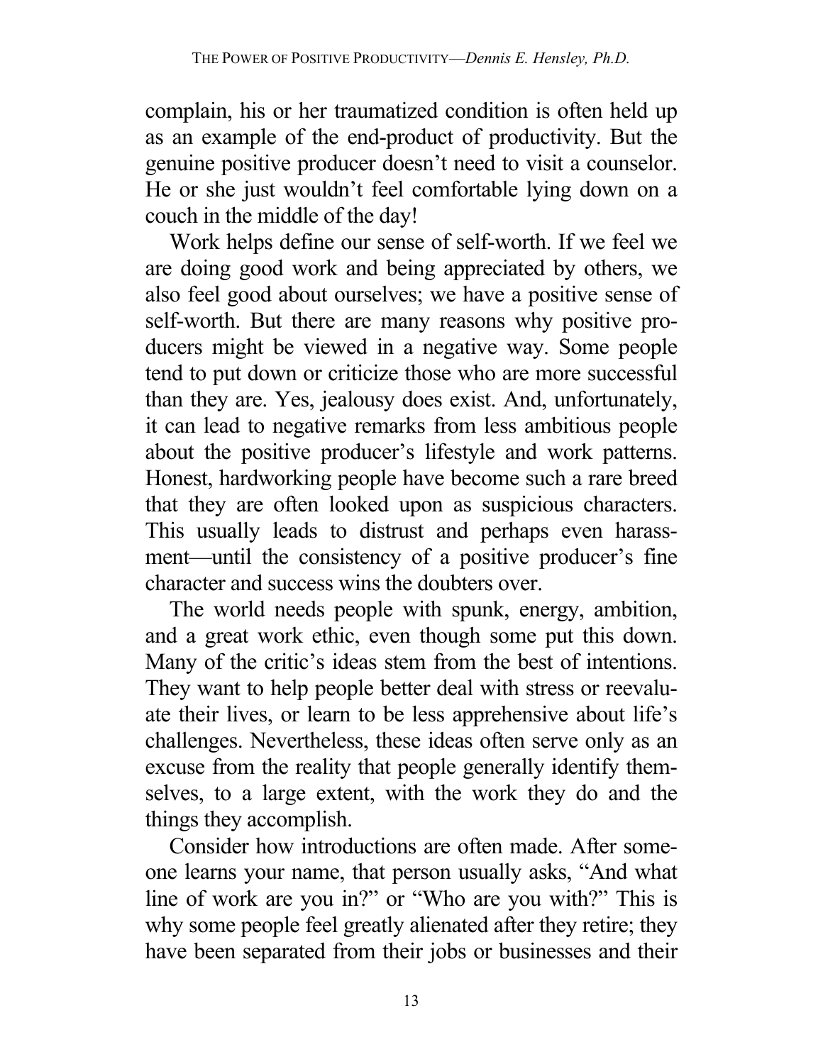complain, his or her traumatized condition is often held up as an example of the end-product of productivity. But the genuine positive producer doesn't need to visit a counselor. He or she just wouldn't feel comfortable lying down on a couch in the middle of the day!

Work helps define our sense of self-worth. If we feel we are doing good work and being appreciated by others, we also feel good about ourselves; we have a positive sense of self-worth. But there are many reasons why positive producers might be viewed in a negative way. Some people tend to put down or criticize those who are more successful than they are. Yes, jealousy does exist. And, unfortunately, it can lead to negative remarks from less ambitious people about the positive producer's lifestyle and work patterns. Honest, hardworking people have become such a rare breed that they are often looked upon as suspicious characters. This usually leads to distrust and perhaps even harassment—until the consistency of a positive producer's fine character and success wins the doubters over.

The world needs people with spunk, energy, ambition, and a great work ethic, even though some put this down. Many of the critic's ideas stem from the best of intentions. They want to help people better deal with stress or reevaluate their lives, or learn to be less apprehensive about life's challenges. Nevertheless, these ideas often serve only as an excuse from the reality that people generally identify themselves, to a large extent, with the work they do and the things they accomplish.

Consider how introductions are often made. After someone learns your name, that person usually asks, "And what line of work are you in?" or "Who are you with?" This is why some people feel greatly alienated after they retire; they have been separated from their jobs or businesses and their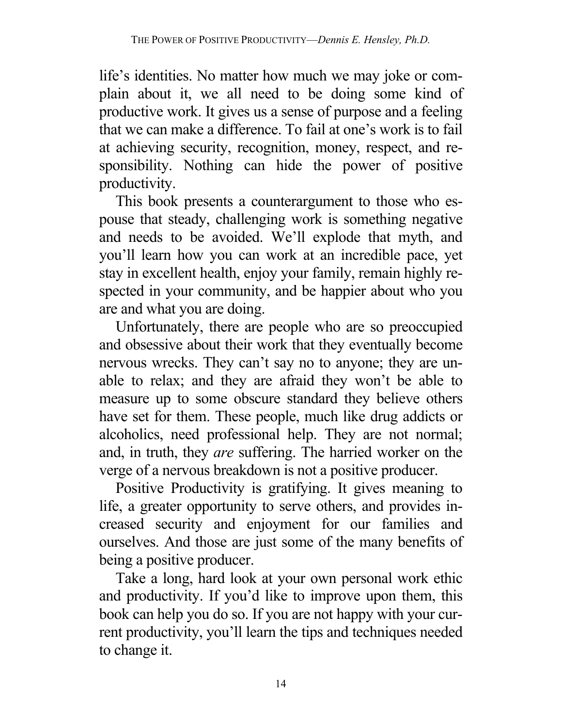life's identities. No matter how much we may joke or complain about it, we all need to be doing some kind of productive work. It gives us a sense of purpose and a feeling that we can make a difference. To fail at one's work is to fail at achieving security, recognition, money, respect, and responsibility. Nothing can hide the power of positive productivity.

This book presents a counterargument to those who espouse that steady, challenging work is something negative and needs to be avoided. We'll explode that myth, and you'll learn how you can work at an incredible pace, yet stay in excellent health, enjoy your family, remain highly respected in your community, and be happier about who you are and what you are doing.

Unfortunately, there are people who are so preoccupied and obsessive about their work that they eventually become nervous wrecks. They can't say no to anyone; they are unable to relax; and they are afraid they won't be able to measure up to some obscure standard they believe others have set for them. These people, much like drug addicts or alcoholics, need professional help. They are not normal; and, in truth, they *are* suffering. The harried worker on the verge of a nervous breakdown is not a positive producer.

Positive Productivity is gratifying. It gives meaning to life, a greater opportunity to serve others, and provides increased security and enjoyment for our families and ourselves. And those are just some of the many benefits of being a positive producer.

Take a long, hard look at your own personal work ethic and productivity. If you'd like to improve upon them, this book can help you do so. If you are not happy with your current productivity, you'll learn the tips and techniques needed to change it.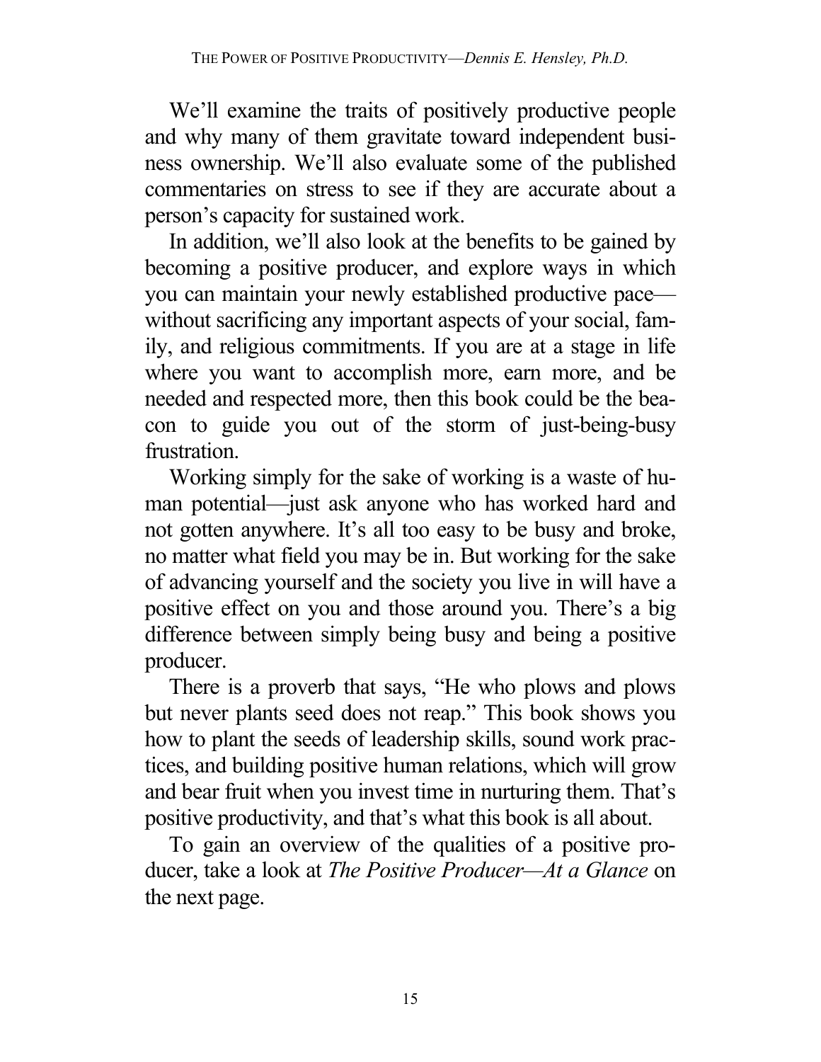We'll examine the traits of positively productive people and why many of them gravitate toward independent business ownership. We'll also evaluate some of the published commentaries on stress to see if they are accurate about a person's capacity for sustained work.

In addition, we'll also look at the benefits to be gained by becoming a positive producer, and explore ways in which you can maintain your newly established productive pace—without sacrificing any important aspects of your social, family, and religious commitments. If you are at a stage in life where you want to accomplish more, earn more, and be needed and respected more, then this book could be the beacon to guide you out of the storm of just-being-busy frustration.

Working simply for the sake of working is a waste of human potential—just ask anyone who has worked hard and not gotten anywhere. It's all too easy to be busy and broke, no matter what field you may be in. But working for the sake of advancing yourself and the society you live in will have a positive effect on you and those around you. There's a big difference between simply being busy and being a positive producer.

There is a proverb that says, "He who plows and plows but never plants seed does not reap." This book shows you how to plant the seeds of leadership skills, sound work practices, and building positive human relations, which will grow and bear fruit when you invest time in nurturing them. That's positive productivity, and that's what this book is all about.

To gain an overview of the qualities of a positive producer, take a look at *The Positive Producer—At a Glance* on the next page.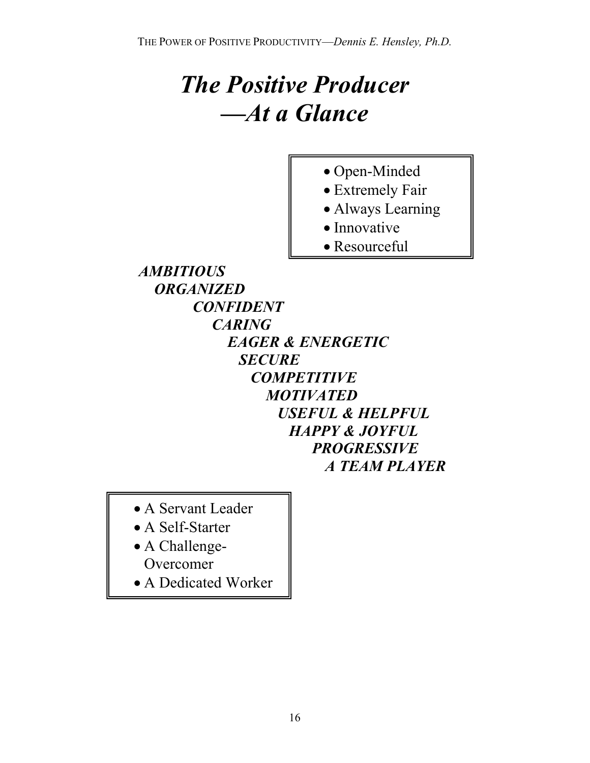# *The Positive Producer —At a Glance*

- Open-Minded
- Extremely Fair
- Always Learning
- Innovative
- Resourceful

***AMBITIOUS***
***ORGANIZED***
***CONFIDENT***
***CARING***
***EAGER & ENERGETIC***
***SECURE***
***COMPETITIVE***
***MOTIVATED***
***USEFUL & HELPFUL***
***HAPPY & JOYFUL***
***PROGRESSIVE***
***A TEAM PLAYER***

- A Servant Leader
- A Self-Starter
- A Challenge-Overcomer
- A Dedicated Worker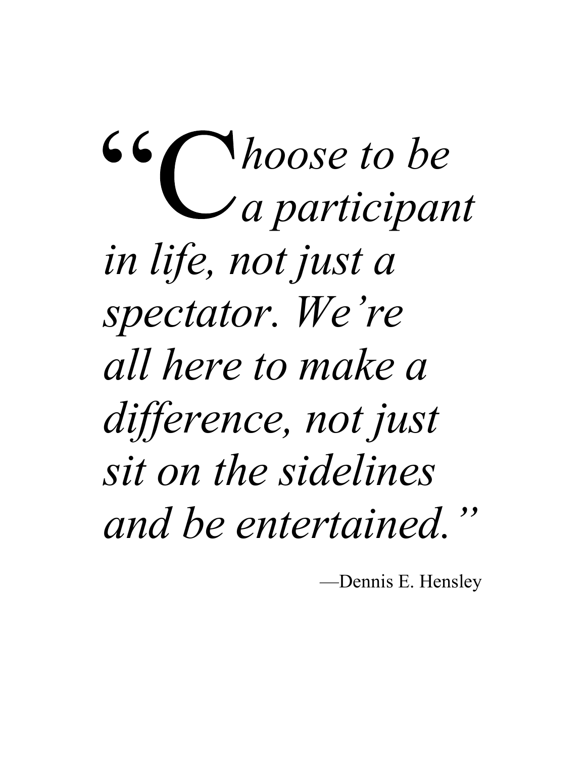*"Choose to be a participant in life, not just a spectator. We're all here to make a difference, not just sit on the sidelines and be entertained."*

—Dennis E. Hensley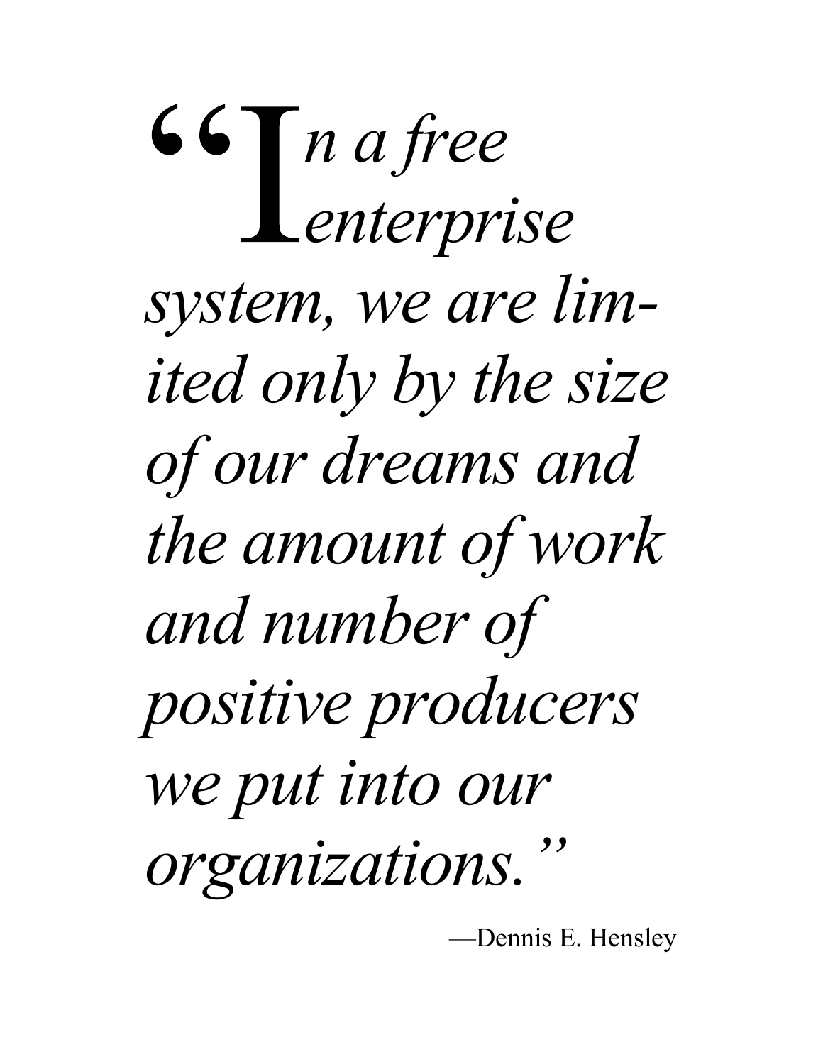*"In a free enterprise system, we are limited only by the size of our dreams and the amount of work and number of positive producers we put into our organizations."*

—Dennis E. Hensley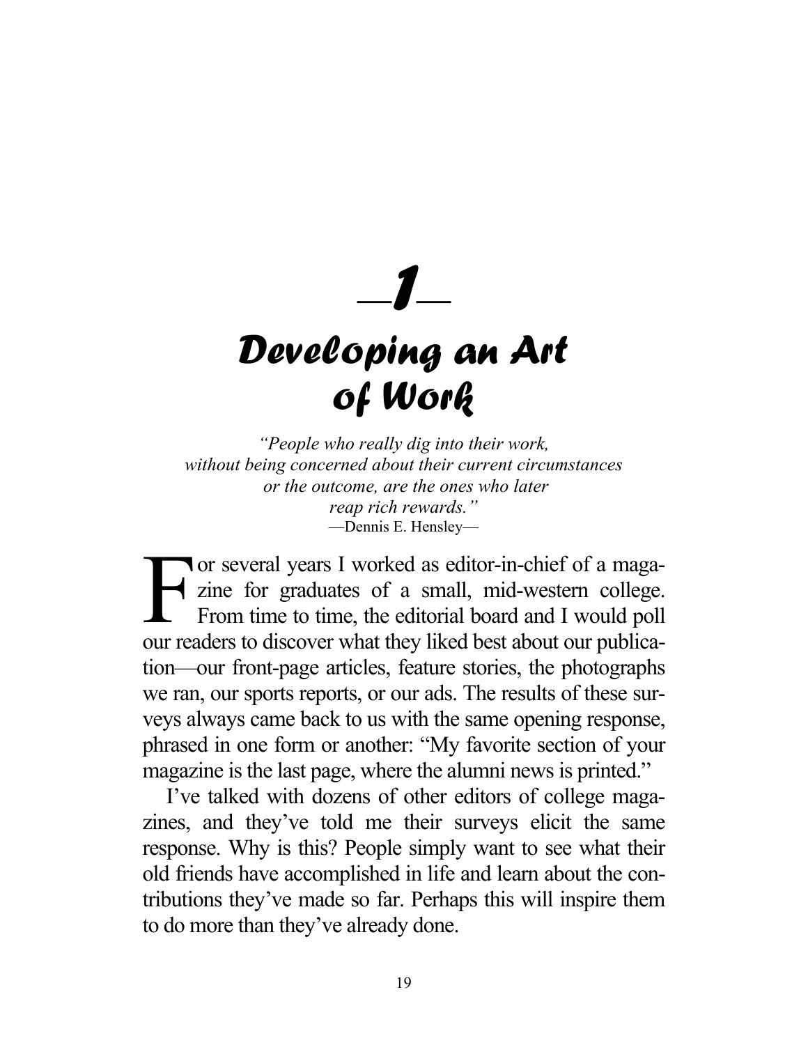# —1—

# *Developing an Art of Work*

*"People who really dig into their work,
without being concerned about their current circumstances
or the outcome, are the ones who later
reap rich rewards."*
—Dennis E. Hensley—

For several years I worked as editor-in-chief of a magazine for graduates of a small, mid-western college. From time to time, the editorial board and I would poll our readers to discover what they liked best about our publication—our front-page articles, feature stories, the photographs we ran, our sports reports, or our ads. The results of these surveys always came back to us with the same opening response, phrased in one form or another: "My favorite section of your magazine is the last page, where the alumni news is printed."

I've talked with dozens of other editors of college magazines, and they've told me their surveys elicit the same response. Why is this? People simply want to see what their old friends have accomplished in life and learn about the contributions they've made so far. Perhaps this will inspire them to do more than they've already done.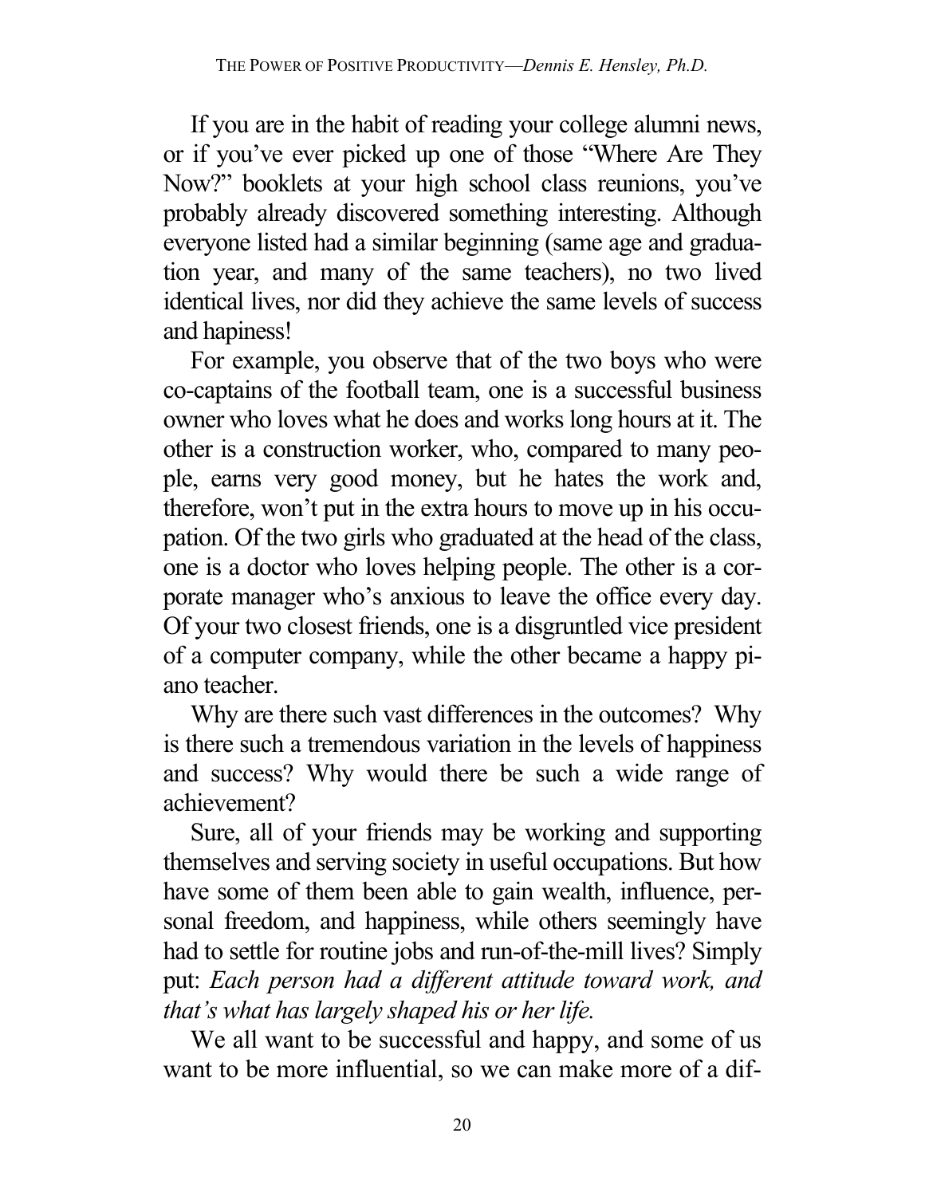If you are in the habit of reading your college alumni news, or if you've ever picked up one of those "Where Are They Now?" booklets at your high school class reunions, you've probably already discovered something interesting. Although everyone listed had a similar beginning (same age and graduation year, and many of the same teachers), no two lived identical lives, nor did they achieve the same levels of success and hapiness!

For example, you observe that of the two boys who were co-captains of the football team, one is a successful business owner who loves what he does and works long hours at it. The other is a construction worker, who, compared to many people, earns very good money, but he hates the work and, therefore, won't put in the extra hours to move up in his occupation. Of the two girls who graduated at the head of the class, one is a doctor who loves helping people. The other is a corporate manager who's anxious to leave the office every day. Of your two closest friends, one is a disgruntled vice president of a computer company, while the other became a happy piano teacher.

Why are there such vast differences in the outcomes? Why is there such a tremendous variation in the levels of happiness and success? Why would there be such a wide range of achievement?

Sure, all of your friends may be working and supporting themselves and serving society in useful occupations. But how have some of them been able to gain wealth, influence, personal freedom, and happiness, while others seemingly have had to settle for routine jobs and run-of-the-mill lives? Simply put: *Each person had a different attitude toward work, and that's what has largely shaped his or her life.*

We all want to be successful and happy, and some of us want to be more influential, so we can make more of a dif-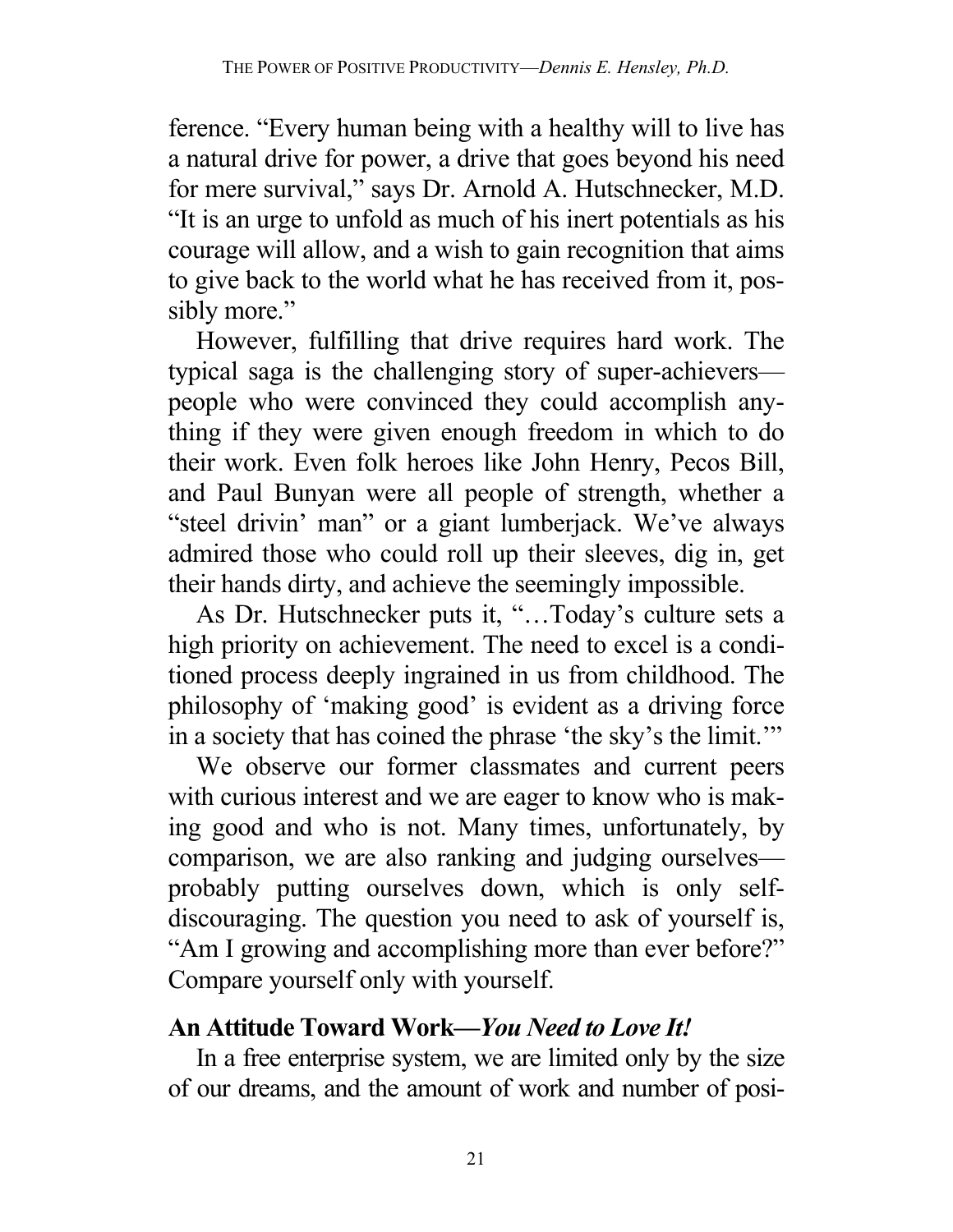ference. "Every human being with a healthy will to live has a natural drive for power, a drive that goes beyond his need for mere survival," says Dr. Arnold A. Hutschnecker, M.D. "It is an urge to unfold as much of his inert potentials as his courage will allow, and a wish to gain recognition that aims to give back to the world what he has received from it, possibly more."

However, fulfilling that drive requires hard work. The typical saga is the challenging story of super-achievers—people who were convinced they could accomplish anything if they were given enough freedom in which to do their work. Even folk heroes like John Henry, Pecos Bill, and Paul Bunyan were all people of strength, whether a "steel drivin' man" or a giant lumberjack. We've always admired those who could roll up their sleeves, dig in, get their hands dirty, and achieve the seemingly impossible.

As Dr. Hutschnecker puts it, "…Today's culture sets a high priority on achievement. The need to excel is a conditioned process deeply ingrained in us from childhood. The philosophy of 'making good' is evident as a driving force in a society that has coined the phrase 'the sky's the limit.'"

We observe our former classmates and current peers with curious interest and we are eager to know who is making good and who is not. Many times, unfortunately, by comparison, we are also ranking and judging ourselves—probably putting ourselves down, which is only self-discouraging. The question you need to ask of yourself is, "Am I growing and accomplishing more than ever before?" Compare yourself only with yourself.

## An Attitude Toward Work—*You Need to Love It!*

In a free enterprise system, we are limited only by the size of our dreams, and the amount of work and number of posi-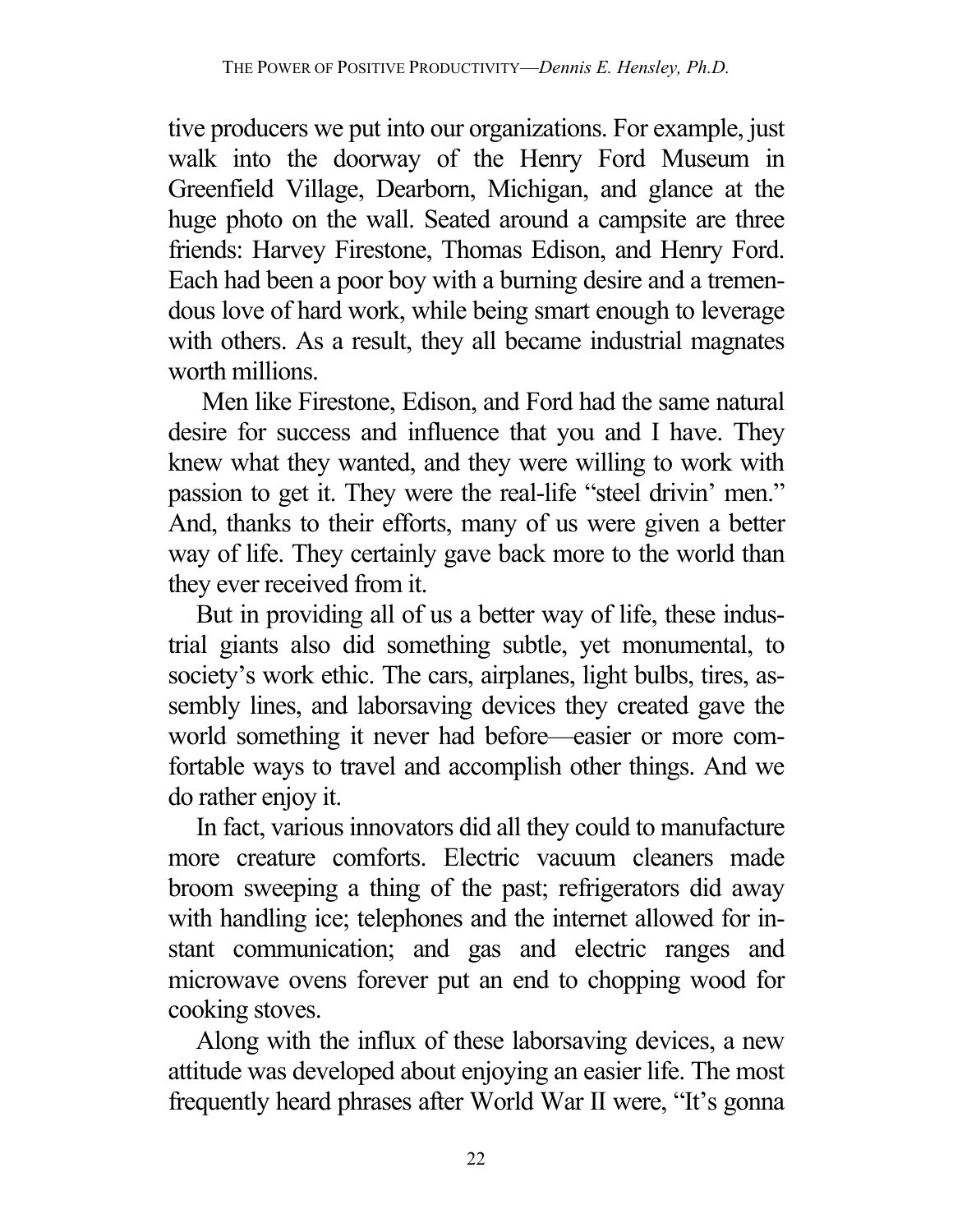tive producers we put into our organizations. For example, just walk into the doorway of the Henry Ford Museum in Greenfield Village, Dearborn, Michigan, and glance at the huge photo on the wall. Seated around a campsite are three friends: Harvey Firestone, Thomas Edison, and Henry Ford. Each had been a poor boy with a burning desire and a tremendous love of hard work, while being smart enough to leverage with others. As a result, they all became industrial magnates worth millions.

Men like Firestone, Edison, and Ford had the same natural desire for success and influence that you and I have. They knew what they wanted, and they were willing to work with passion to get it. They were the real-life "steel drivin' men." And, thanks to their efforts, many of us were given a better way of life. They certainly gave back more to the world than they ever received from it.

But in providing all of us a better way of life, these industrial giants also did something subtle, yet monumental, to society's work ethic. The cars, airplanes, light bulbs, tires, assembly lines, and laborsaving devices they created gave the world something it never had before—easier or more comfortable ways to travel and accomplish other things. And we do rather enjoy it.

In fact, various innovators did all they could to manufacture more creature comforts. Electric vacuum cleaners made broom sweeping a thing of the past; refrigerators did away with handling ice; telephones and the internet allowed for instant communication; and gas and electric ranges and microwave ovens forever put an end to chopping wood for cooking stoves.

Along with the influx of these laborsaving devices, a new attitude was developed about enjoying an easier life. The most frequently heard phrases after World War II were, "It's gonna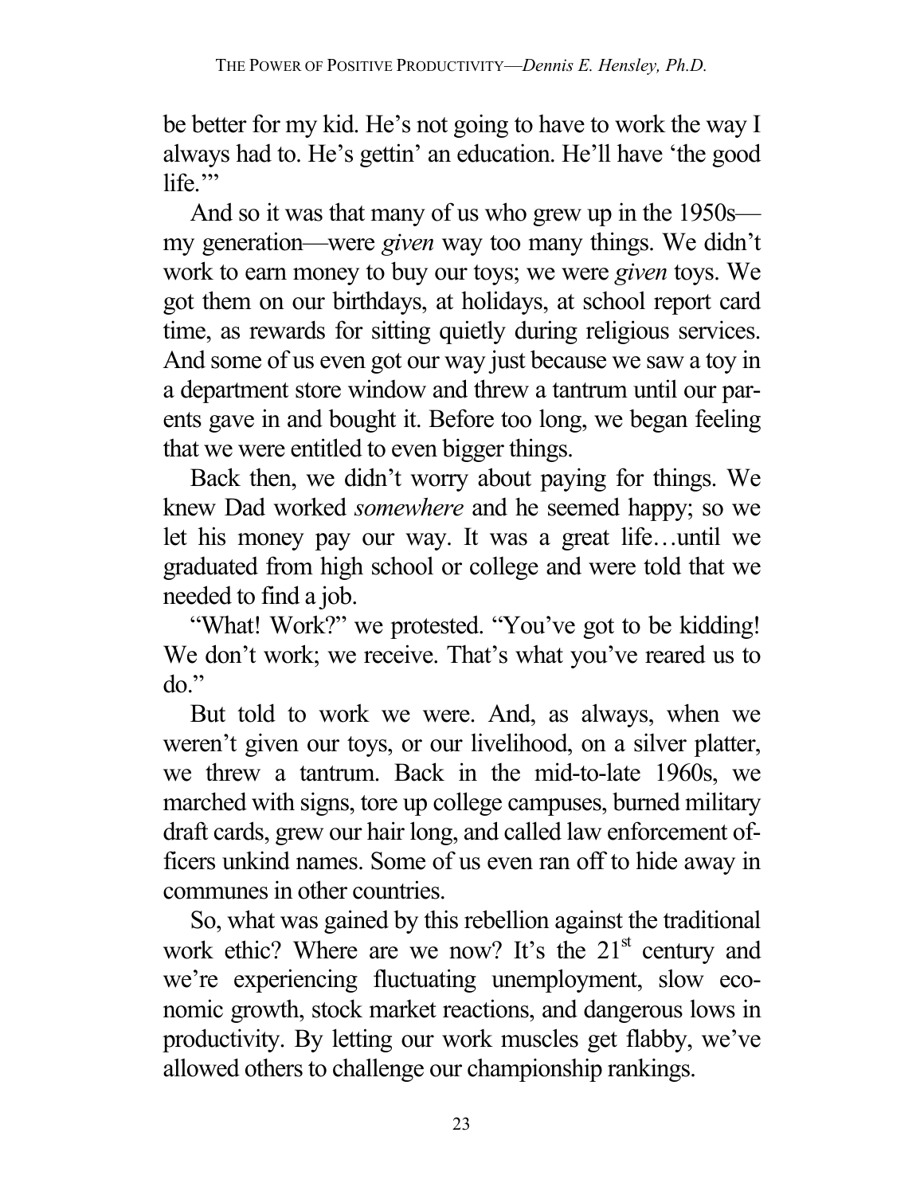be better for my kid. He's not going to have to work the way I always had to. He's gettin' an education. He'll have 'the good life.'"

And so it was that many of us who grew up in the 1950s—my generation—were *given* way too many things. We didn't work to earn money to buy our toys; we were *given* toys. We got them on our birthdays, at holidays, at school report card time, as rewards for sitting quietly during religious services. And some of us even got our way just because we saw a toy in a department store window and threw a tantrum until our parents gave in and bought it. Before too long, we began feeling that we were entitled to even bigger things.

Back then, we didn't worry about paying for things. We knew Dad worked *somewhere* and he seemed happy; so we let his money pay our way. It was a great life…until we graduated from high school or college and were told that we needed to find a job.

"What! Work?" we protested. "You've got to be kidding! We don't work; we receive. That's what you've reared us to do."

But told to work we were. And, as always, when we weren't given our toys, or our livelihood, on a silver platter, we threw a tantrum. Back in the mid-to-late 1960s, we marched with signs, tore up college campuses, burned military draft cards, grew our hair long, and called law enforcement officers unkind names. Some of us even ran off to hide away in communes in other countries.

So, what was gained by this rebellion against the traditional work ethic? Where are we now? It's the 21st century and we're experiencing fluctuating unemployment, slow economic growth, stock market reactions, and dangerous lows in productivity. By letting our work muscles get flabby, we've allowed others to challenge our championship rankings.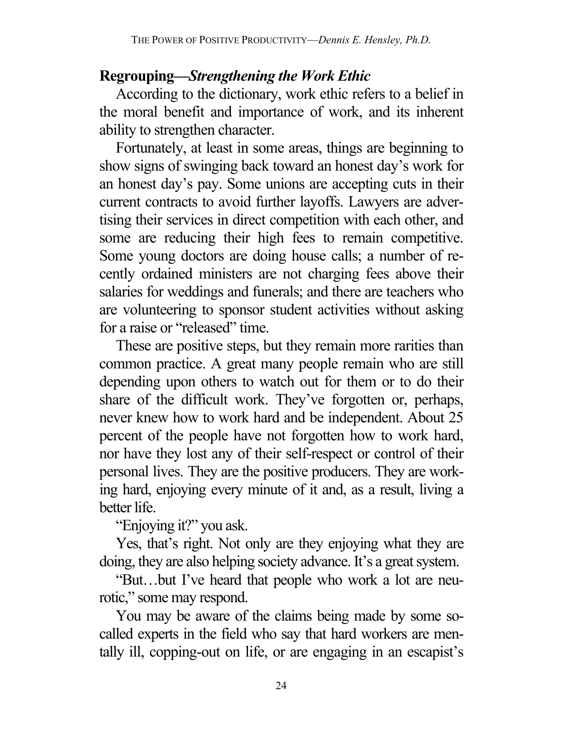## Regrouping—*Strengthening the Work Ethic*

According to the dictionary, work ethic refers to a belief in the moral benefit and importance of work, and its inherent ability to strengthen character.

Fortunately, at least in some areas, things are beginning to show signs of swinging back toward an honest day's work for an honest day's pay. Some unions are accepting cuts in their current contracts to avoid further layoffs. Lawyers are advertising their services in direct competition with each other, and some are reducing their high fees to remain competitive. Some young doctors are doing house calls; a number of recently ordained ministers are not charging fees above their salaries for weddings and funerals; and there are teachers who are volunteering to sponsor student activities without asking for a raise or "released" time.

These are positive steps, but they remain more rarities than common practice. A great many people remain who are still depending upon others to watch out for them or to do their share of the difficult work. They've forgotten or, perhaps, never knew how to work hard and be independent. About 25 percent of the people have not forgotten how to work hard, nor have they lost any of their self-respect or control of their personal lives. They are the positive producers. They are working hard, enjoying every minute of it and, as a result, living a better life.

"Enjoying it?" you ask.

Yes, that's right. Not only are they enjoying what they are doing, they are also helping society advance. It's a great system.

"But…but I've heard that people who work a lot are neurotic," some may respond.

You may be aware of the claims being made by some so-called experts in the field who say that hard workers are mentally ill, copping-out on life, or are engaging in an escapist's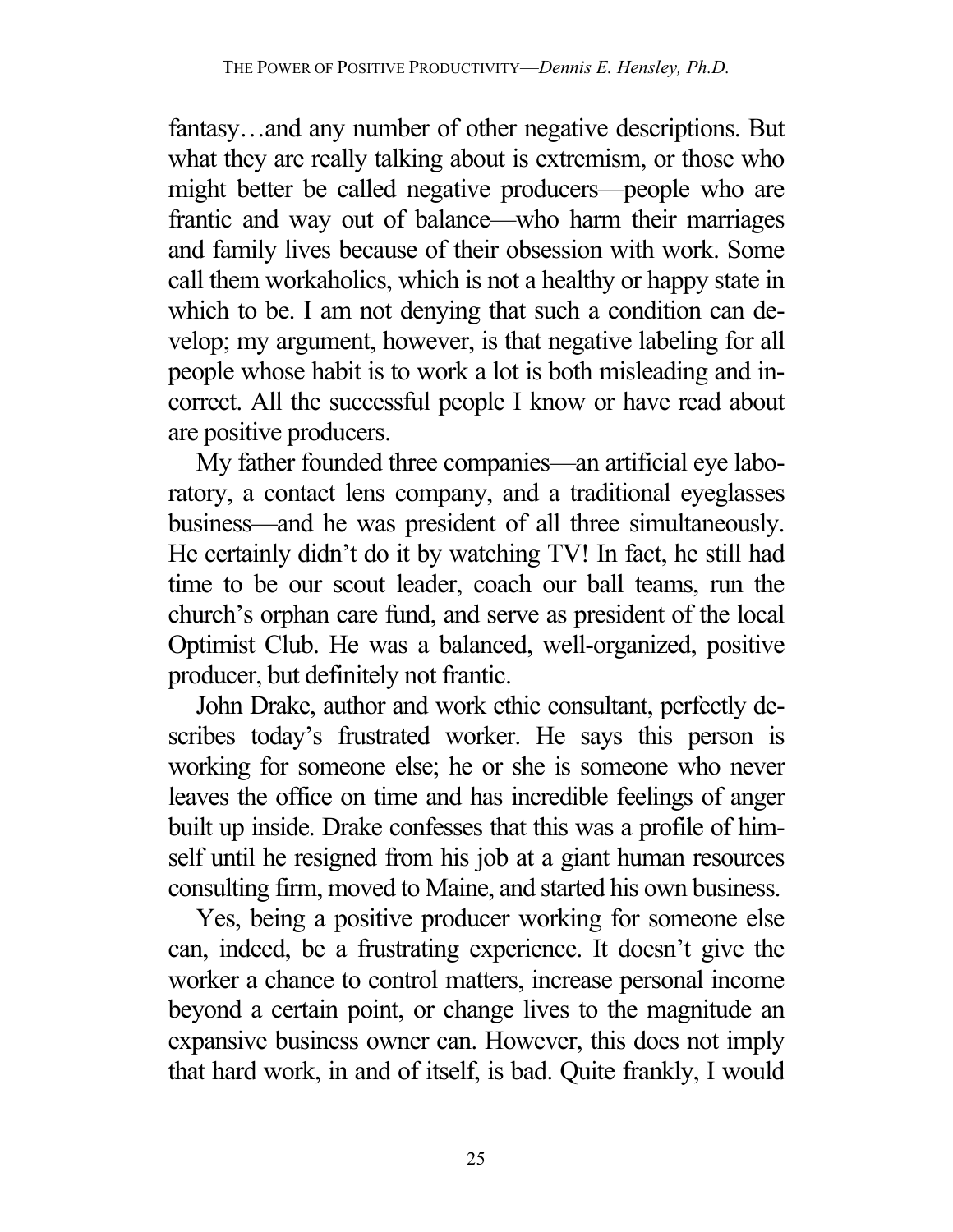fantasy…and any number of other negative descriptions. But what they are really talking about is extremism, or those who might better be called negative producers—people who are frantic and way out of balance—who harm their marriages and family lives because of their obsession with work. Some call them workaholics, which is not a healthy or happy state in which to be. I am not denying that such a condition can develop; my argument, however, is that negative labeling for all people whose habit is to work a lot is both misleading and incorrect. All the successful people I know or have read about are positive producers.

My father founded three companies—an artificial eye laboratory, a contact lens company, and a traditional eyeglasses business—and he was president of all three simultaneously. He certainly didn't do it by watching TV! In fact, he still had time to be our scout leader, coach our ball teams, run the church's orphan care fund, and serve as president of the local Optimist Club. He was a balanced, well-organized, positive producer, but definitely not frantic.

John Drake, author and work ethic consultant, perfectly describes today's frustrated worker. He says this person is working for someone else; he or she is someone who never leaves the office on time and has incredible feelings of anger built up inside. Drake confesses that this was a profile of himself until he resigned from his job at a giant human resources consulting firm, moved to Maine, and started his own business.

Yes, being a positive producer working for someone else can, indeed, be a frustrating experience. It doesn't give the worker a chance to control matters, increase personal income beyond a certain point, or change lives to the magnitude an expansive business owner can. However, this does not imply that hard work, in and of itself, is bad. Quite frankly, I would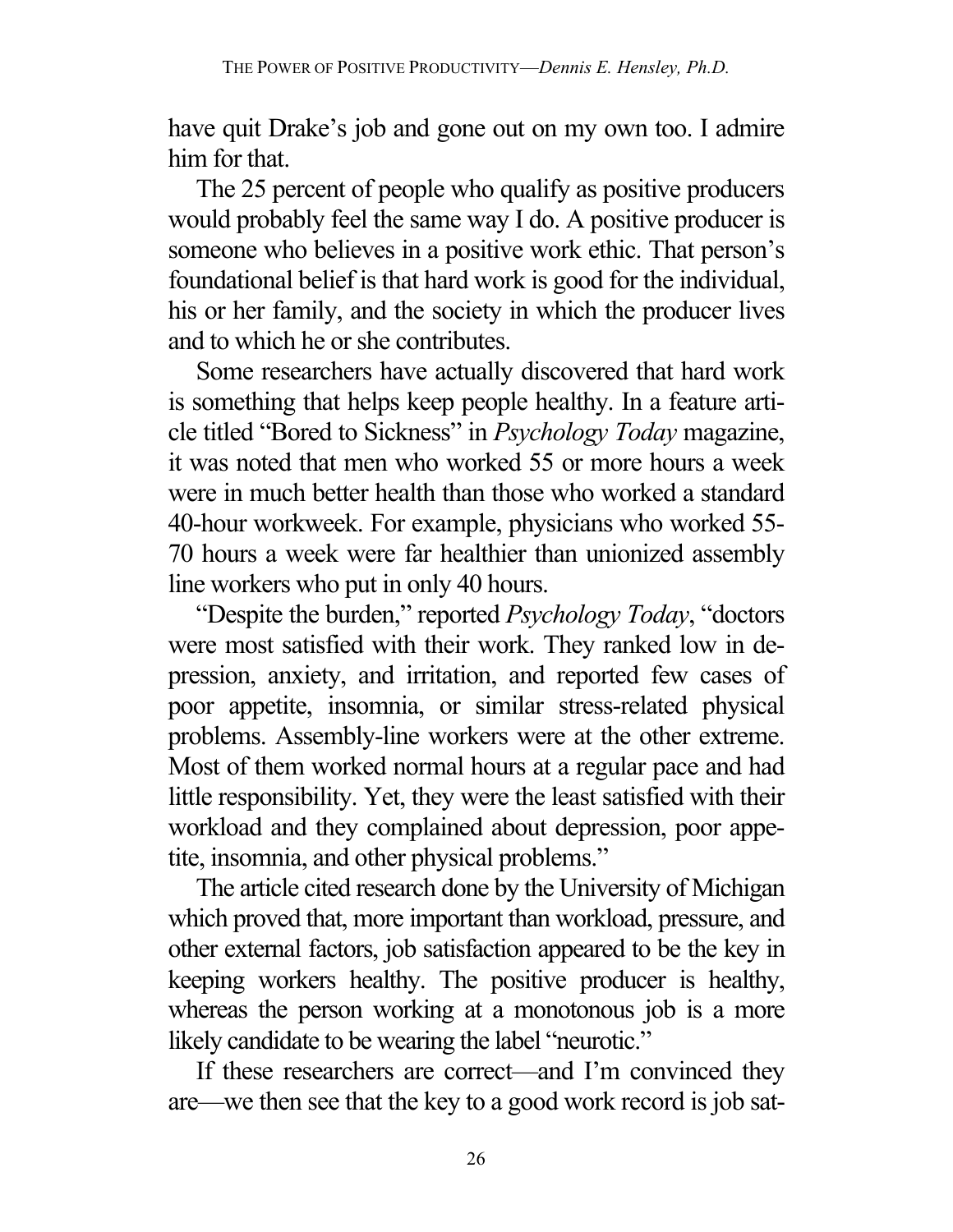have quit Drake's job and gone out on my own too. I admire him for that.

The 25 percent of people who qualify as positive producers would probably feel the same way I do. A positive producer is someone who believes in a positive work ethic. That person's foundational belief is that hard work is good for the individual, his or her family, and the society in which the producer lives and to which he or she contributes.

Some researchers have actually discovered that hard work is something that helps keep people healthy. In a feature article titled "Bored to Sickness" in *Psychology Today* magazine, it was noted that men who worked 55 or more hours a week were in much better health than those who worked a standard 40-hour workweek. For example, physicians who worked 55-70 hours a week were far healthier than unionized assembly line workers who put in only 40 hours.

"Despite the burden," reported *Psychology Today*, "doctors were most satisfied with their work. They ranked low in depression, anxiety, and irritation, and reported few cases of poor appetite, insomnia, or similar stress-related physical problems. Assembly-line workers were at the other extreme. Most of them worked normal hours at a regular pace and had little responsibility. Yet, they were the least satisfied with their workload and they complained about depression, poor appetite, insomnia, and other physical problems."

The article cited research done by the University of Michigan which proved that, more important than workload, pressure, and other external factors, job satisfaction appeared to be the key in keeping workers healthy. The positive producer is healthy, whereas the person working at a monotonous job is a more likely candidate to be wearing the label "neurotic."

If these researchers are correct—and I'm convinced they are—we then see that the key to a good work record is job sat-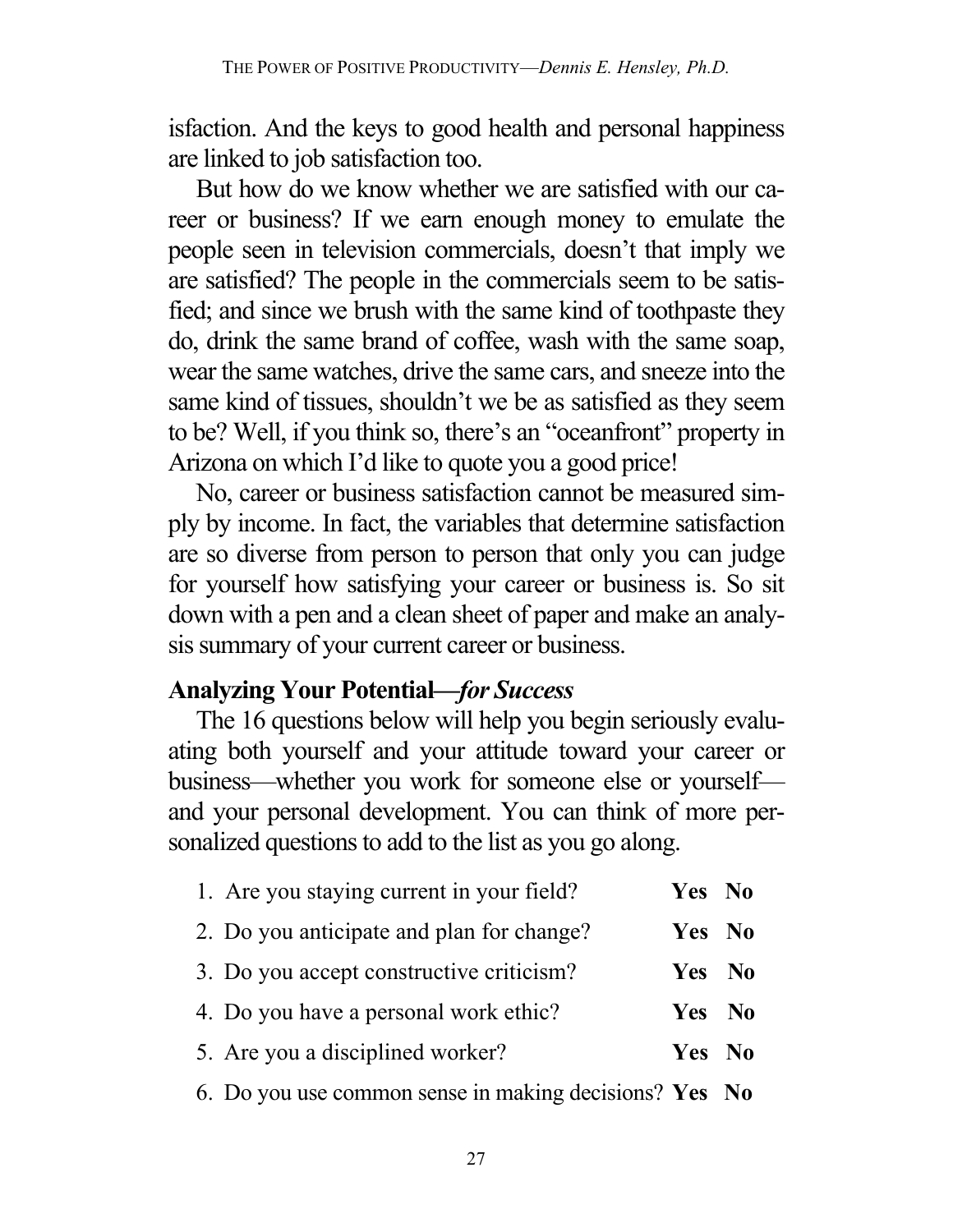isfaction. And the keys to good health and personal happiness are linked to job satisfaction too.

But how do we know whether we are satisfied with our career or business? If we earn enough money to emulate the people seen in television commercials, doesn't that imply we are satisfied? The people in the commercials seem to be satisfied; and since we brush with the same kind of toothpaste they do, drink the same brand of coffee, wash with the same soap, wear the same watches, drive the same cars, and sneeze into the same kind of tissues, shouldn't we be as satisfied as they seem to be? Well, if you think so, there's an "oceanfront" property in Arizona on which I'd like to quote you a good price!

No, career or business satisfaction cannot be measured simply by income. In fact, the variables that determine satisfaction are so diverse from person to person that only you can judge for yourself how satisfying your career or business is. So sit down with a pen and a clean sheet of paper and make an analysis summary of your current career or business.

### Analyzing Your Potential—*for Success*

The 16 questions below will help you begin seriously evaluating both yourself and your attitude toward your career or business—whether you work for someone else or yourself—and your personal development. You can think of more personalized questions to add to the list as you go along.

1. Are you staying current in your field? **Yes No**
2. Do you anticipate and plan for change? **Yes No**
3. Do you accept constructive criticism? **Yes No**
4. Do you have a personal work ethic? **Yes No**
5. Are you a disciplined worker? **Yes No**
6. Do you use common sense in making decisions? **Yes No**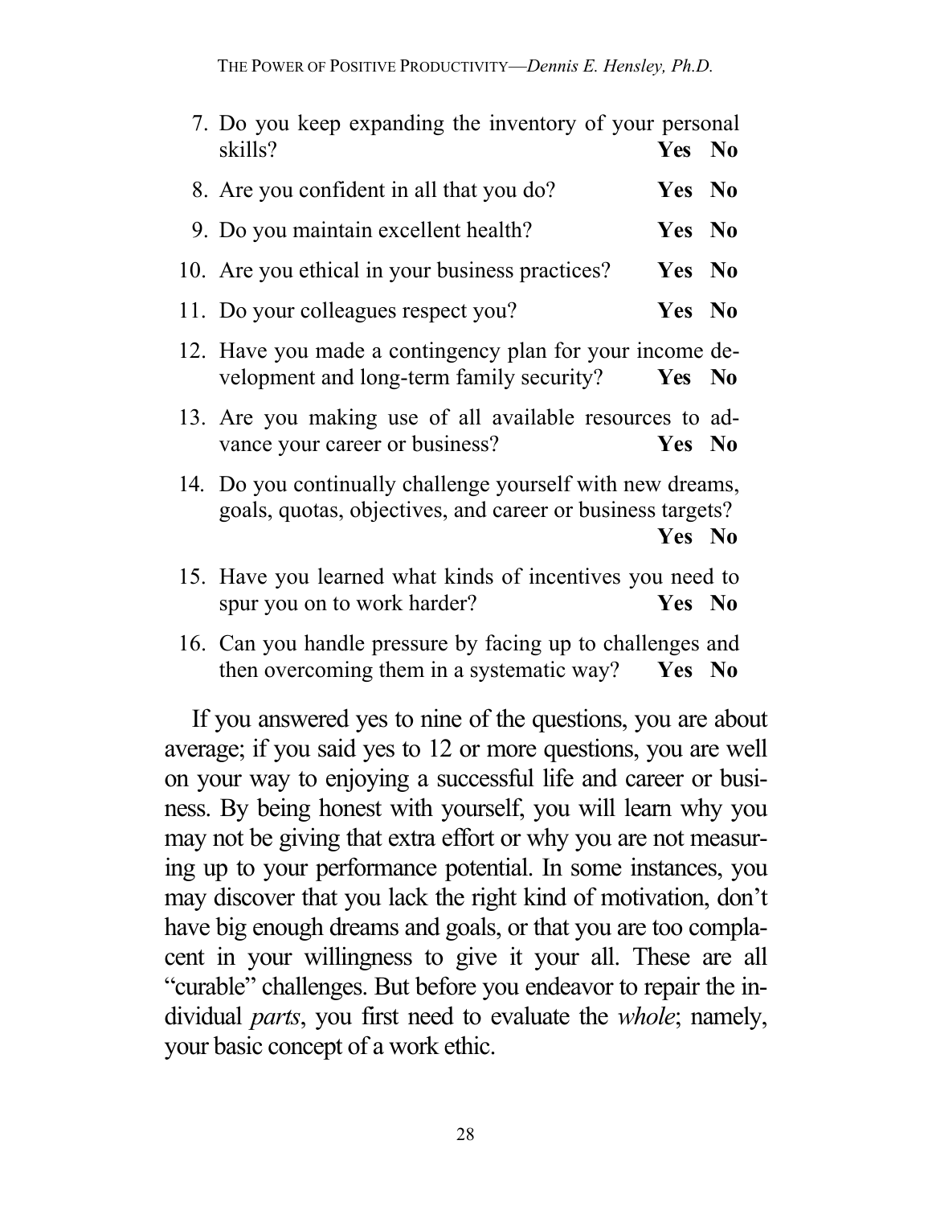7. Do you keep expanding the inventory of your personal skills? **Yes No**
8. Are you confident in all that you do? **Yes No**
9. Do you maintain excellent health? **Yes No**
10. Are you ethical in your business practices? **Yes No**
11. Do your colleagues respect you? **Yes No**
12. Have you made a contingency plan for your income development and long-term family security? **Yes No**
13. Are you making use of all available resources to advance your career or business? **Yes No**
14. Do you continually challenge yourself with new dreams, goals, quotas, objectives, and career or business targets? **Yes No**
15. Have you learned what kinds of incentives you need to spur you on to work harder? **Yes No**
16. Can you handle pressure by facing up to challenges and then overcoming them in a systematic way? **Yes No**

If you answered yes to nine of the questions, you are about average; if you said yes to 12 or more questions, you are well on your way to enjoying a successful life and career or business. By being honest with yourself, you will learn why you may not be giving that extra effort or why you are not measuring up to your performance potential. In some instances, you may discover that you lack the right kind of motivation, don't have big enough dreams and goals, or that you are too complacent in your willingness to give it your all. These are all "curable" challenges. But before you endeavor to repair the individual *parts*, you first need to evaluate the *whole*; namely, your basic concept of a work ethic.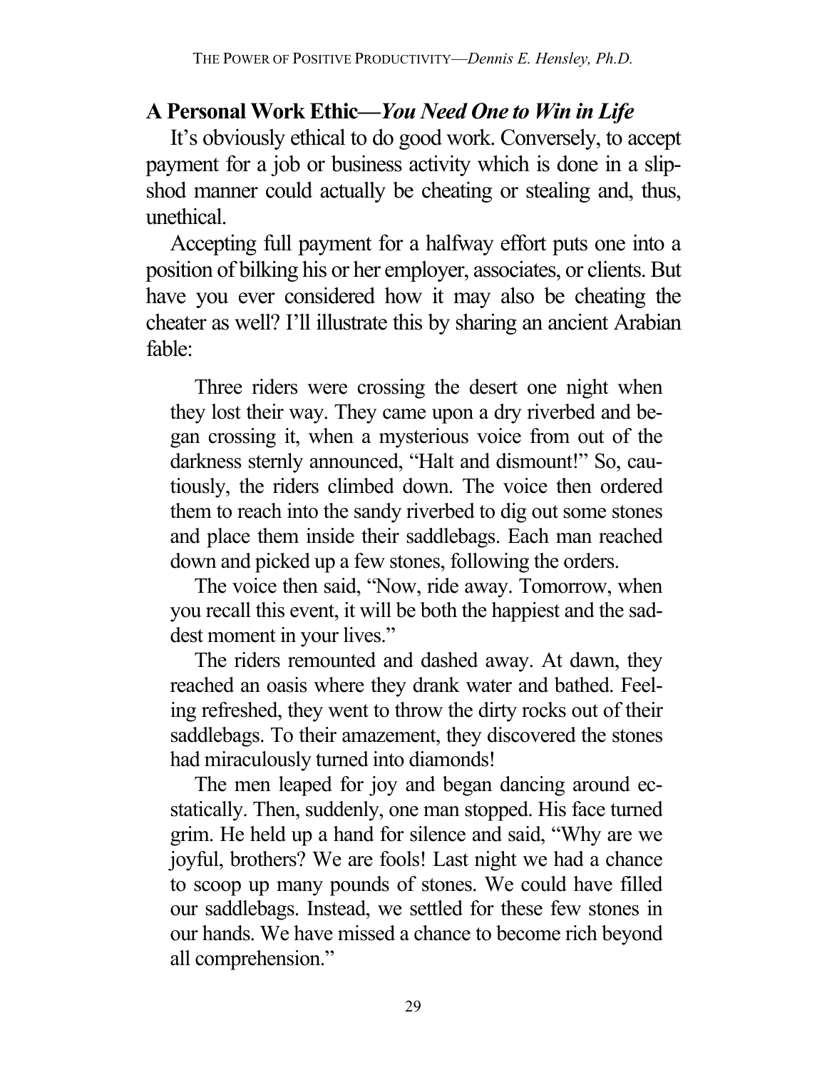## A Personal Work Ethic—*You Need One to Win in Life*

It's obviously ethical to do good work. Conversely, to accept payment for a job or business activity which is done in a slipshod manner could actually be cheating or stealing and, thus, unethical.

Accepting full payment for a halfway effort puts one into a position of bilking his or her employer, associates, or clients. But have you ever considered how it may also be cheating the cheater as well? I'll illustrate this by sharing an ancient Arabian fable:

> Three riders were crossing the desert one night when they lost their way. They came upon a dry riverbed and began crossing it, when a mysterious voice from out of the darkness sternly announced, "Halt and dismount!" So, cautiously, the riders climbed down. The voice then ordered them to reach into the sandy riverbed to dig out some stones and place them inside their saddlebags. Each man reached down and picked up a few stones, following the orders.
>
> The voice then said, "Now, ride away. Tomorrow, when you recall this event, it will be both the happiest and the saddest moment in your lives."
>
> The riders remounted and dashed away. At dawn, they reached an oasis where they drank water and bathed. Feeling refreshed, they went to throw the dirty rocks out of their saddlebags. To their amazement, they discovered the stones had miraculously turned into diamonds!
>
> The men leaped for joy and began dancing around ecstatically. Then, suddenly, one man stopped. His face turned grim. He held up a hand for silence and said, "Why are we joyful, brothers? We are fools! Last night we had a chance to scoop up many pounds of stones. We could have filled our saddlebags. Instead, we settled for these few stones in our hands. We have missed a chance to become rich beyond all comprehension."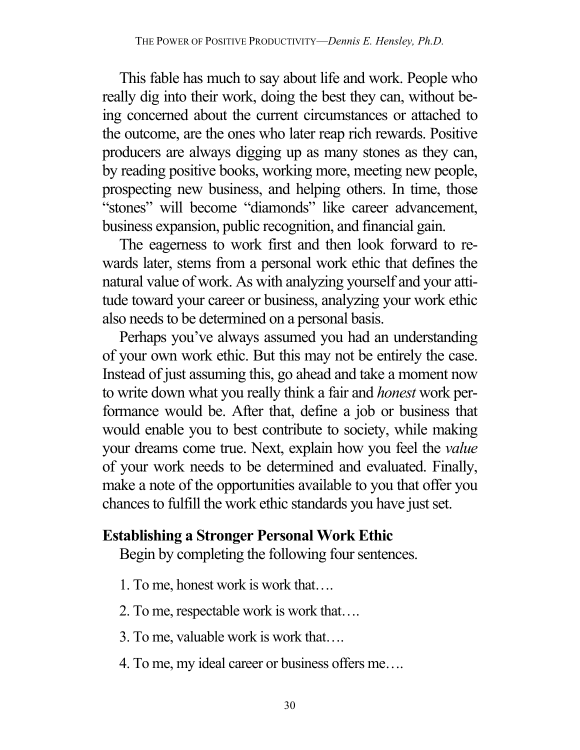This fable has much to say about life and work. People who really dig into their work, doing the best they can, without being concerned about the current circumstances or attached to the outcome, are the ones who later reap rich rewards. Positive producers are always digging up as many stones as they can, by reading positive books, working more, meeting new people, prospecting new business, and helping others. In time, those "stones" will become "diamonds" like career advancement, business expansion, public recognition, and financial gain.

The eagerness to work first and then look forward to rewards later, stems from a personal work ethic that defines the natural value of work. As with analyzing yourself and your attitude toward your career or business, analyzing your work ethic also needs to be determined on a personal basis.

Perhaps you've always assumed you had an understanding of your own work ethic. But this may not be entirely the case. Instead of just assuming this, go ahead and take a moment now to write down what you really think a fair and *honest* work performance would be. After that, define a job or business that would enable you to best contribute to society, while making your dreams come true. Next, explain how you feel the *value* of your work needs to be determined and evaluated. Finally, make a note of the opportunities available to you that offer you chances to fulfill the work ethic standards you have just set.

**Establishing a Stronger Personal Work Ethic**

Begin by completing the following four sentences.

1. To me, honest work is work that….
2. To me, respectable work is work that….
3. To me, valuable work is work that….
4. To me, my ideal career or business offers me….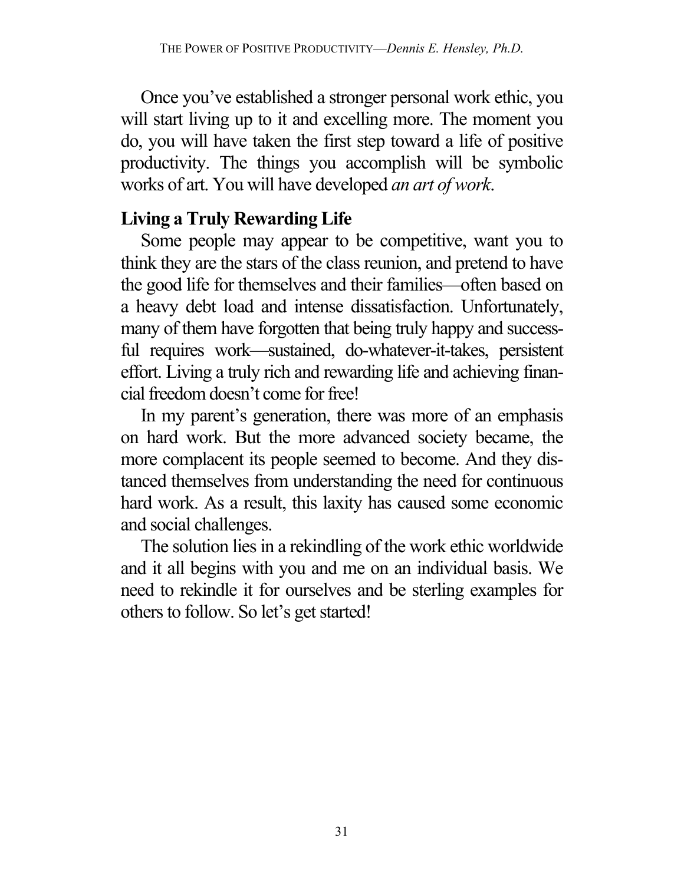Once you've established a stronger personal work ethic, you will start living up to it and excelling more. The moment you do, you will have taken the first step toward a life of positive productivity. The things you accomplish will be symbolic works of art. You will have developed *an art of work*.

## Living a Truly Rewarding Life

Some people may appear to be competitive, want you to think they are the stars of the class reunion, and pretend to have the good life for themselves and their families—often based on a heavy debt load and intense dissatisfaction. Unfortunately, many of them have forgotten that being truly happy and successful requires work—sustained, do-whatever-it-takes, persistent effort. Living a truly rich and rewarding life and achieving financial freedom doesn't come for free!

In my parent's generation, there was more of an emphasis on hard work. But the more advanced society became, the more complacent its people seemed to become. And they distanced themselves from understanding the need for continuous hard work. As a result, this laxity has caused some economic and social challenges.

The solution lies in a rekindling of the work ethic worldwide and it all begins with you and me on an individual basis. We need to rekindle it for ourselves and be sterling examples for others to follow. So let's get started!